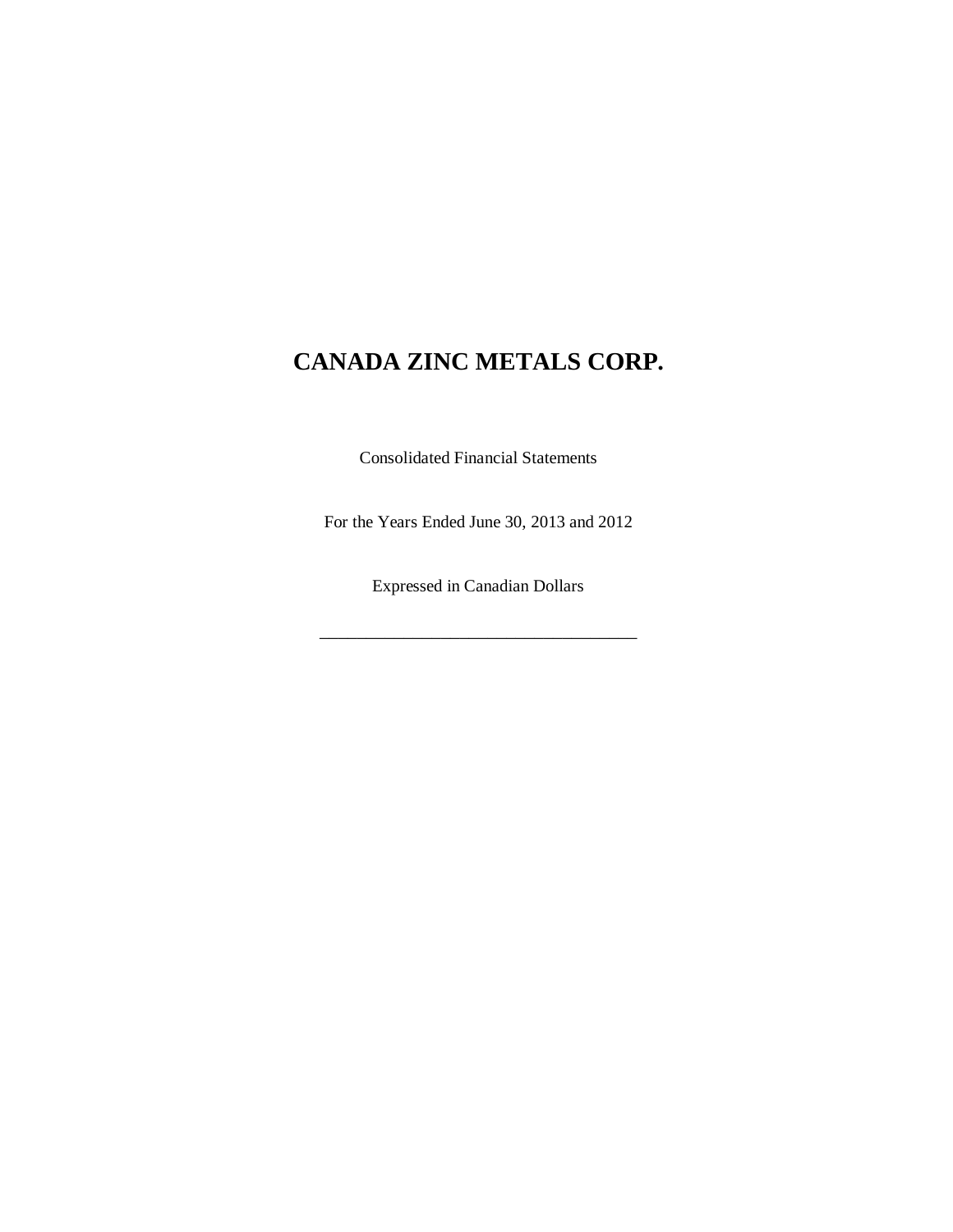# CANADA ZINC METALS CORP.

Consolidated Financial Statements

For the Years Ended June 30, 2013 and 2012

Expressed in Canadian Dollars

___________________________________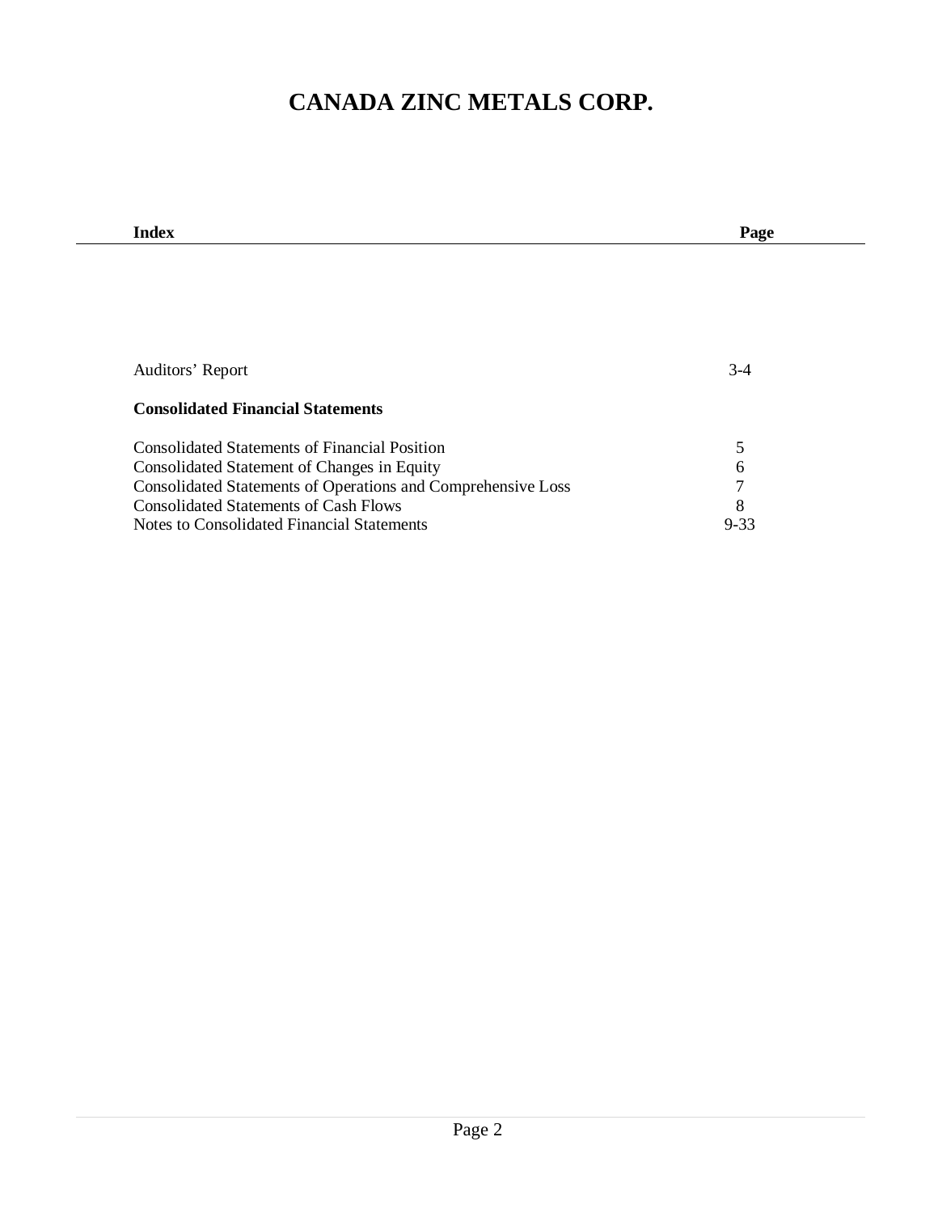# CANADA ZINC METALS CORP.

| Index | Page |
|---|---|
| Auditors' Report | 3-4 |
| **Consolidated Financial Statements** | |
| Consolidated Statements of Financial Position | 5 |
| Consolidated Statement of Changes in Equity | 6 |
| Consolidated Statements of Operations and Comprehensive Loss | 7 |
| Consolidated Statements of Cash Flows | 8 |
| Notes to Consolidated Financial Statements | 9-33 |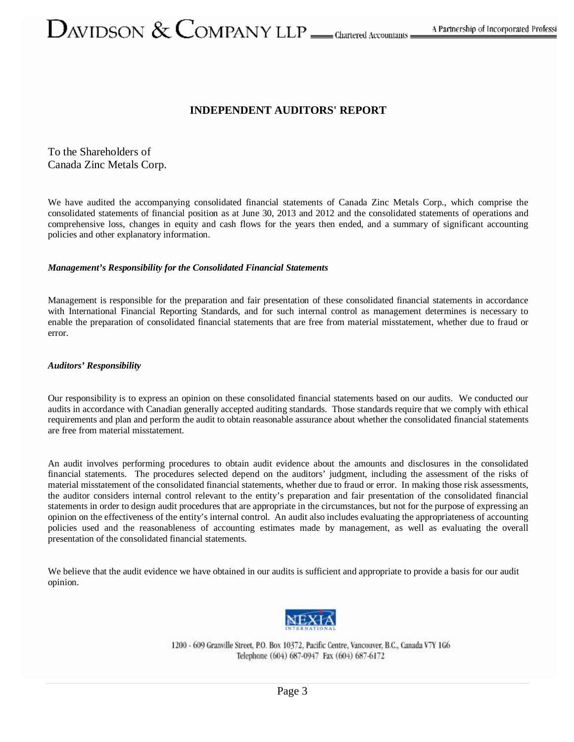# INDEPENDENT AUDITORS' REPORT

To the Shareholders of
Canada Zinc Metals Corp.

We have audited the accompanying consolidated financial statements of Canada Zinc Metals Corp., which comprise the consolidated statements of financial position as at June 30, 2013 and 2012 and the consolidated statements of operations and comprehensive loss, changes in equity and cash flows for the years then ended, and a summary of significant accounting policies and other explanatory information.

***Management's Responsibility for the Consolidated Financial Statements***

Management is responsible for the preparation and fair presentation of these consolidated financial statements in accordance with International Financial Reporting Standards, and for such internal control as management determines is necessary to enable the preparation of consolidated financial statements that are free from material misstatement, whether due to fraud or error.

***Auditors' Responsibility***

Our responsibility is to express an opinion on these consolidated financial statements based on our audits. We conducted our audits in accordance with Canadian generally accepted auditing standards. Those standards require that we comply with ethical requirements and plan and perform the audit to obtain reasonable assurance about whether the consolidated financial statements are free from material misstatement.

An audit involves performing procedures to obtain audit evidence about the amounts and disclosures in the consolidated financial statements. The procedures selected depend on the auditors' judgment, including the assessment of the risks of material misstatement of the consolidated financial statements, whether due to fraud or error. In making those risk assessments, the auditor considers internal control relevant to the entity's preparation and fair presentation of the consolidated financial statements in order to design audit procedures that are appropriate in the circumstances, but not for the purpose of expressing an opinion on the effectiveness of the entity's internal control. An audit also includes evaluating the appropriateness of accounting policies used and the reasonableness of accounting estimates made by management, as well as evaluating the overall presentation of the consolidated financial statements.

We believe that the audit evidence we have obtained in our audits is sufficient and appropriate to provide a basis for our audit opinion.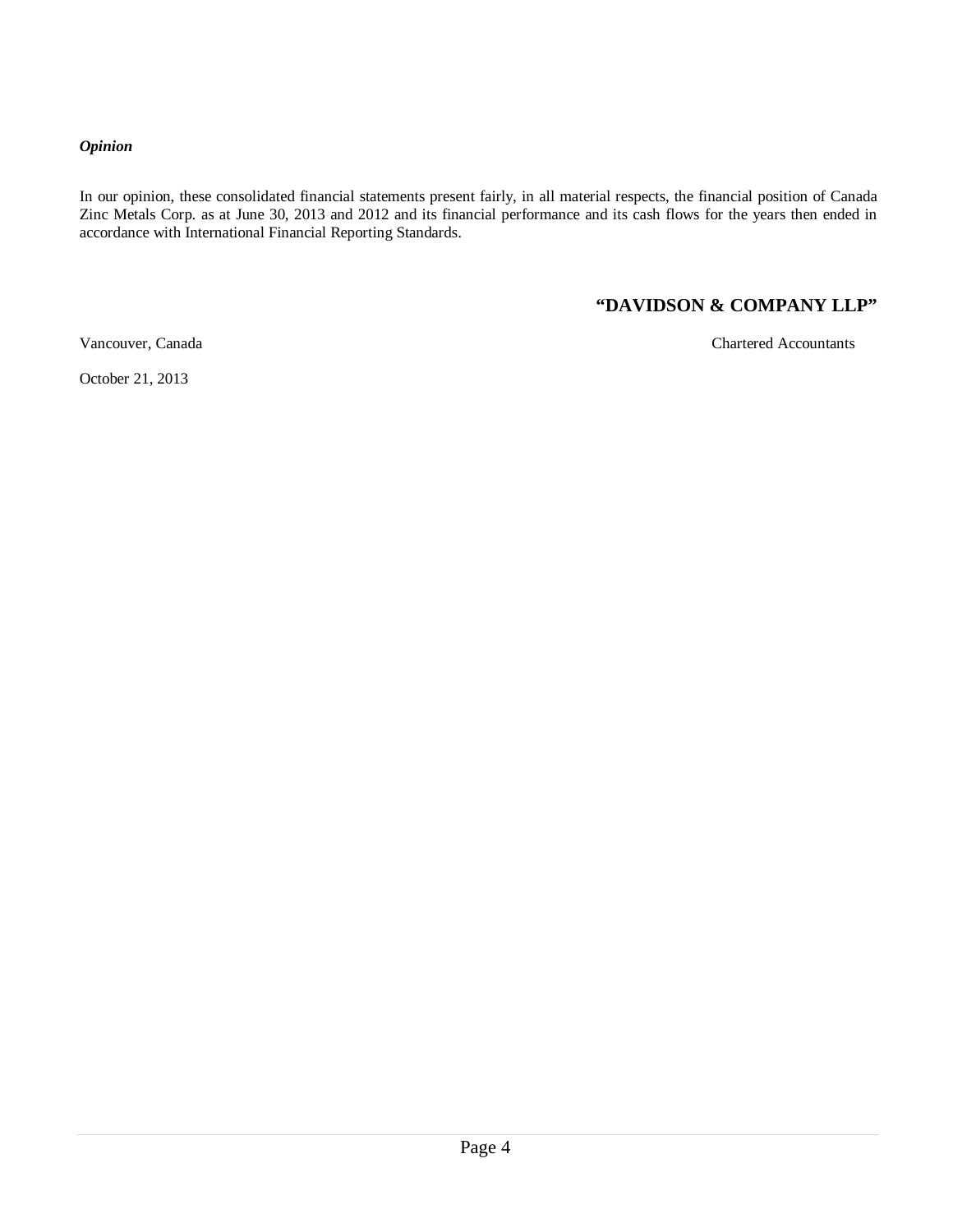***Opinion***

In our opinion, these consolidated financial statements present fairly, in all material respects, the financial position of Canada Zinc Metals Corp. as at June 30, 2013 and 2012 and its financial performance and its cash flows for the years then ended in accordance with International Financial Reporting Standards.

**"DAVIDSON & COMPANY LLP"**

Vancouver, Canada

Chartered Accountants

October 21, 2013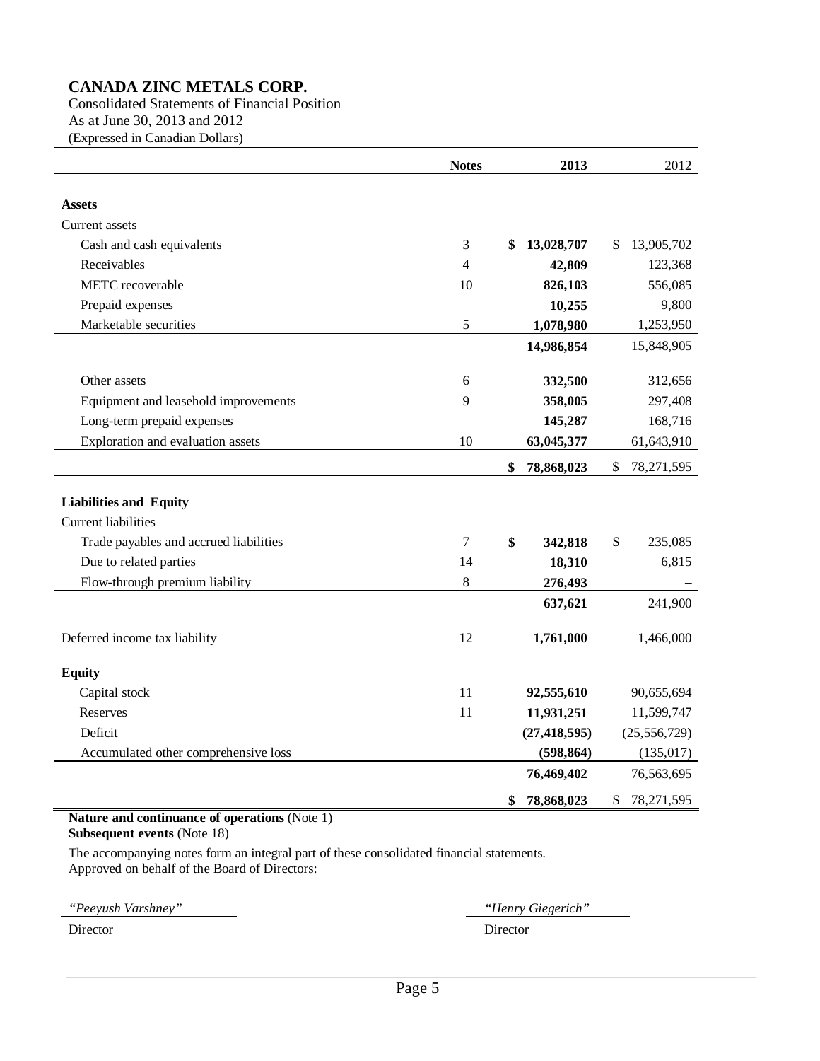# CANADA ZINC METALS CORP.

Consolidated Statements of Financial Position
As at June 30, 2013 and 2012
(Expressed in Canadian Dollars)

| | Notes | 2013 | 2012 |
|---|---|---|---|
| **Assets** | | | |
| Current assets | | | |
| Cash and cash equivalents | 3 | **$ 13,028,707** | $ 13,905,702 |
| Receivables | 4 | **42,809** | 123,368 |
| METC recoverable | 10 | **826,103** | 556,085 |
| Prepaid expenses | | **10,255** | 9,800 |
| Marketable securities | 5 | **1,078,980** | 1,253,950 |
| | | **14,986,854** | 15,848,905 |
| Other assets | 6 | **332,500** | 312,656 |
| Equipment and leasehold improvements | 9 | **358,005** | 297,408 |
| Long-term prepaid expenses | | **145,287** | 168,716 |
| Exploration and evaluation assets | 10 | **63,045,377** | 61,643,910 |
| | | **$ 78,868,023** | $ 78,271,595 |
| **Liabilities and Equity** | | | |
| Current liabilities | | | |
| Trade payables and accrued liabilities | 7 | **$ 342,818** | $ 235,085 |
| Due to related parties | 14 | **18,310** | 6,815 |
| Flow-through premium liability | 8 | **276,493** | – |
| | | **637,621** | 241,900 |
| Deferred income tax liability | 12 | **1,761,000** | 1,466,000 |
| **Equity** | | | |
| Capital stock | 11 | **92,555,610** | 90,655,694 |
| Reserves | 11 | **11,931,251** | 11,599,747 |
| Deficit | | **(27,418,595)** | (25,556,729) |
| Accumulated other comprehensive loss | | **(598,864)** | (135,017) |
| | | **76,469,402** | 76,563,695 |
| | | **$ 78,868,023** | $ 78,271,595 |

**Nature and continuance of operations** (Note 1)
**Subsequent events** (Note 18)

The accompanying notes form an integral part of these consolidated financial statements.
Approved on behalf of the Board of Directors:

*"Peeyush Varshney"*
Director

*"Henry Giegerich"*
Director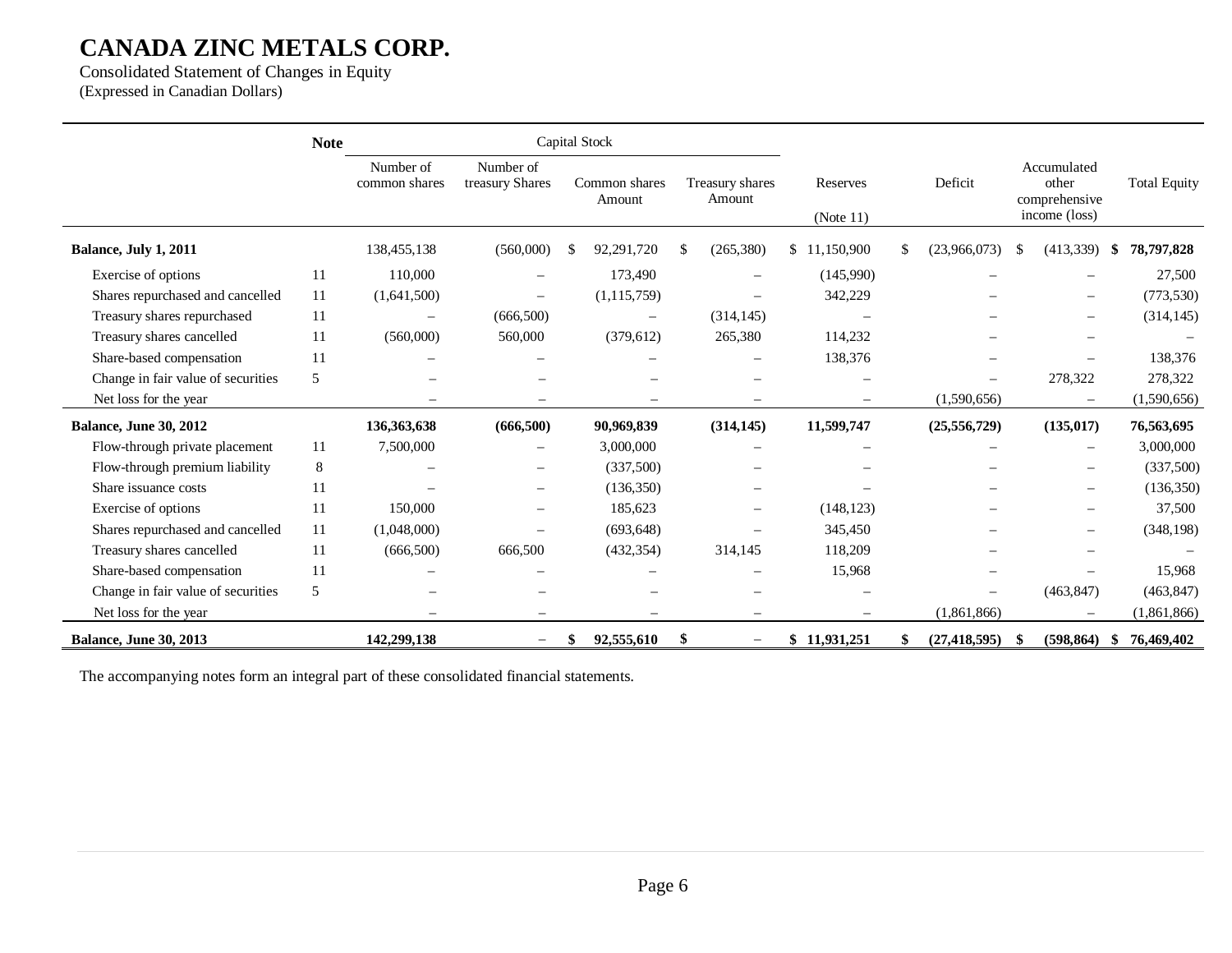# CANADA ZINC METALS CORP.

Consolidated Statement of Changes in Equity
(Expressed in Canadian Dollars)

| | Note | Capital Stock | | | | | | | |
|---|---|---|---|---|---|---|---|---|---|
| | | Number of common shares | Number of treasury Shares | Common shares Amount | Treasury shares Amount | Reserves (Note 11) | Deficit | Accumulated other comprehensive income (loss) | Total Equity |
| **Balance, July 1, 2011** | | 138,455,138 | (560,000) | $ 92,291,720 | $ (265,380) | $ 11,150,900 | $ (23,966,073) | $ (413,339) | **$ 78,797,828** |
| Exercise of options | 11 | 110,000 | – | 173,490 | – | (145,990) | – | – | 27,500 |
| Shares repurchased and cancelled | 11 | (1,641,500) | – | (1,115,759) | – | 342,229 | – | – | (773,530) |
| Treasury shares repurchased | 11 | – | (666,500) | – | (314,145) | – | – | – | (314,145) |
| Treasury shares cancelled | 11 | (560,000) | 560,000 | (379,612) | 265,380 | 114,232 | – | – | – |
| Share-based compensation | 11 | – | – | – | – | 138,376 | – | – | 138,376 |
| Change in fair value of securities | 5 | – | – | – | – | – | – | 278,322 | 278,322 |
| Net loss for the year | | – | – | – | – | – | (1,590,656) | – | (1,590,656) |
| **Balance, June 30, 2012** | | **136,363,638** | **(666,500)** | **90,969,839** | **(314,145)** | **11,599,747** | **(25,556,729)** | **(135,017)** | **76,563,695** |
| Flow-through private placement | 11 | 7,500,000 | – | 3,000,000 | – | – | – | – | 3,000,000 |
| Flow-through premium liability | 8 | – | – | (337,500) | – | – | – | – | (337,500) |
| Share issuance costs | 11 | – | – | (136,350) | – | – | – | – | (136,350) |
| Exercise of options | 11 | 150,000 | – | 185,623 | – | (148,123) | – | – | 37,500 |
| Shares repurchased and cancelled | 11 | (1,048,000) | – | (693,648) | – | 345,450 | – | – | (348,198) |
| Treasury shares cancelled | 11 | (666,500) | 666,500 | (432,354) | 314,145 | 118,209 | – | – | – |
| Share-based compensation | 11 | – | – | – | – | 15,968 | – | – | 15,968 |
| Change in fair value of securities | 5 | – | – | – | – | – | – | (463,847) | (463,847) |
| Net loss for the year | | – | – | – | – | – | (1,861,866) | – | (1,861,866) |
| **Balance, June 30, 2013** | | **142,299,138** | **–** | **$ 92,555,610** | **$ –** | **$ 11,931,251** | **$ (27,418,595)** | **$ (598,864)** | **$ 76,469,402** |

The accompanying notes form an integral part of these consolidated financial statements.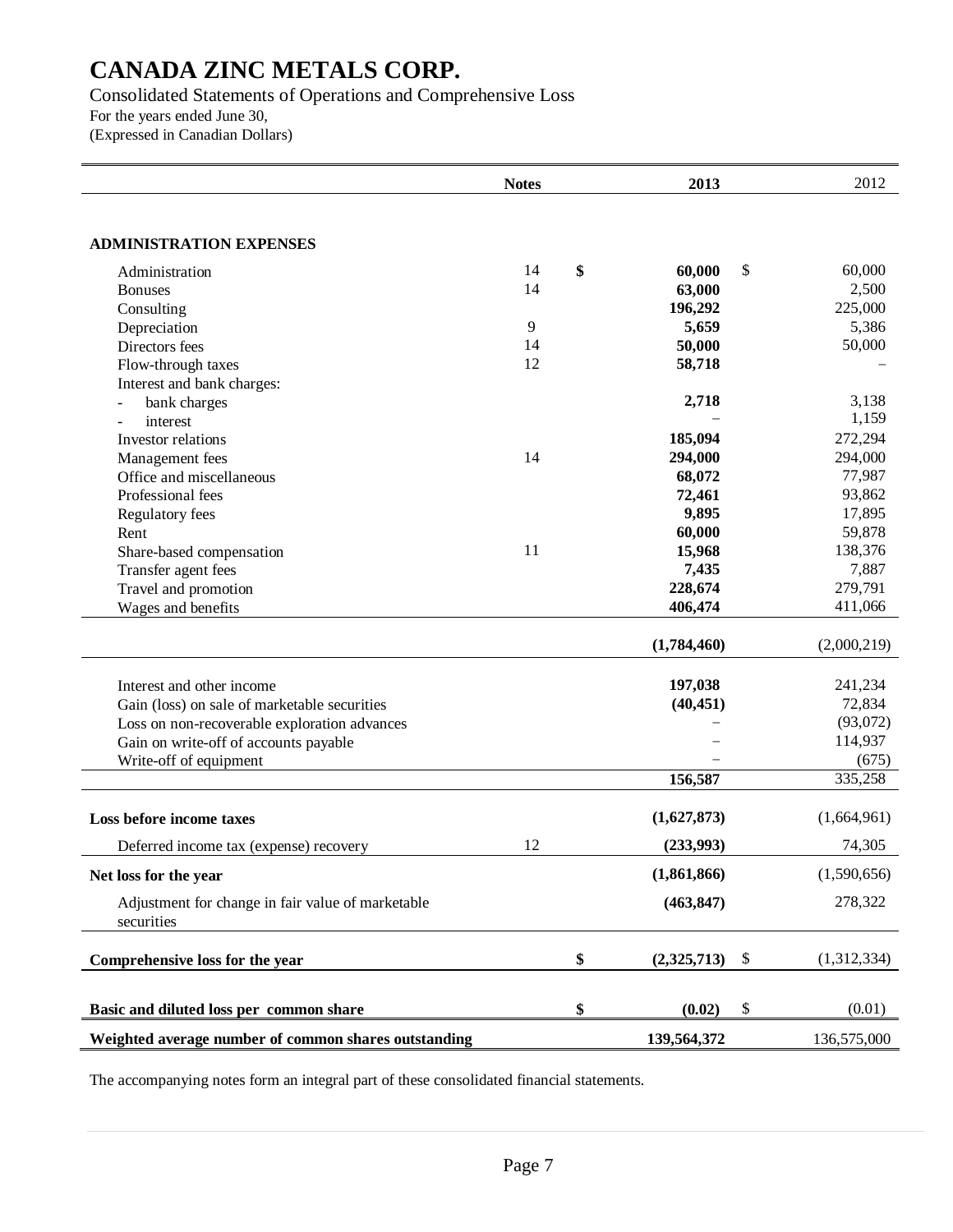# CANADA ZINC METALS CORP.

Consolidated Statements of Operations and Comprehensive Loss
For the years ended June 30,
(Expressed in Canadian Dollars)

| | Notes | 2013 | 2012 |
|---|---|---|---|
| **ADMINISTRATION EXPENSES** | | | |
| Administration | 14 | **$ 60,000** | $ 60,000 |
| Bonuses | 14 | **63,000** | 2,500 |
| Consulting | | **196,292** | 225,000 |
| Depreciation | 9 | **5,659** | 5,386 |
| Directors fees | 14 | **50,000** | 50,000 |
| Flow-through taxes | 12 | **58,718** | – |
| Interest and bank charges: | | | |
| - bank charges | | **2,718** | 3,138 |
| - interest | | – | 1,159 |
| Investor relations | | **185,094** | 272,294 |
| Management fees | 14 | **294,000** | 294,000 |
| Office and miscellaneous | | **68,072** | 77,987 |
| Professional fees | | **72,461** | 93,862 |
| Regulatory fees | | **9,895** | 17,895 |
| Rent | | **60,000** | 59,878 |
| Share-based compensation | 11 | **15,968** | 138,376 |
| Transfer agent fees | | **7,435** | 7,887 |
| Travel and promotion | | **228,674** | 279,791 |
| Wages and benefits | | **406,474** | 411,066 |
| | | **(1,784,460)** | (2,000,219) |
| Interest and other income | | **197,038** | 241,234 |
| Gain (loss) on sale of marketable securities | | **(40,451)** | 72,834 |
| Loss on non-recoverable exploration advances | | – | (93,072) |
| Gain on write-off of accounts payable | | – | 114,937 |
| Write-off of equipment | | – | (675) |
| | | **156,587** | 335,258 |
| **Loss before income taxes** | | **(1,627,873)** | (1,664,961) |
| Deferred income tax (expense) recovery | 12 | **(233,993)** | 74,305 |
| **Net loss for the year** | | **(1,861,866)** | (1,590,656) |
| Adjustment for change in fair value of marketable securities | | **(463,847)** | 278,322 |
| **Comprehensive loss for the year** | | **$ (2,325,713)** | $ (1,312,334) |
| **Basic and diluted loss per common share** | | **$ (0.02)** | $ (0.01) |
| **Weighted average number of common shares outstanding** | | **139,564,372** | 136,575,000 |

The accompanying notes form an integral part of these consolidated financial statements.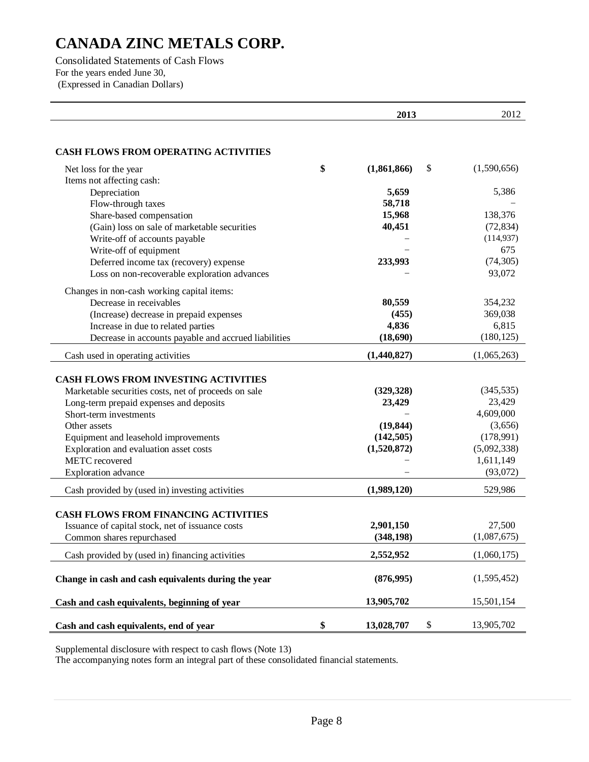# CANADA ZINC METALS CORP.

Consolidated Statements of Cash Flows
For the years ended June 30,
(Expressed in Canadian Dollars)

| | **2013** | 2012 |
|---|---|---|
| **CASH FLOWS FROM OPERATING ACTIVITIES** | | |
| Net loss for the year | **$ (1,861,866)** | $ (1,590,656) |
| Items not affecting cash: | | |
| Depreciation | **5,659** | 5,386 |
| Flow-through taxes | **58,718** | – |
| Share-based compensation | **15,968** | 138,376 |
| (Gain) loss on sale of marketable securities | **40,451** | (72,834) |
| Write-off of accounts payable | – | (114,937) |
| Write-off of equipment | – | 675 |
| Deferred income tax (recovery) expense | **233,993** | (74,305) |
| Loss on non-recoverable exploration advances | – | 93,072 |
| Changes in non-cash working capital items: | | |
| Decrease in receivables | **80,559** | 354,232 |
| (Increase) decrease in prepaid expenses | **(455)** | 369,038 |
| Increase in due to related parties | **4,836** | 6,815 |
| Decrease in accounts payable and accrued liabilities | **(18,690)** | (180,125) |
| Cash used in operating activities | **(1,440,827)** | (1,065,263) |
| **CASH FLOWS FROM INVESTING ACTIVITIES** | | |
| Marketable securities costs, net of proceeds on sale | **(329,328)** | (345,535) |
| Long-term prepaid expenses and deposits | **23,429** | 23,429 |
| Short-term investments | – | 4,609,000 |
| Other assets | **(19,844)** | (3,656) |
| Equipment and leasehold improvements | **(142,505)** | (178,991) |
| Exploration and evaluation asset costs | **(1,520,872)** | (5,092,338) |
| METC recovered | – | 1,611,149 |
| Exploration advance | – | (93,072) |
| Cash provided by (used in) investing activities | **(1,989,120)** | 529,986 |
| **CASH FLOWS FROM FINANCING ACTIVITIES** | | |
| Issuance of capital stock, net of issuance costs | **2,901,150** | 27,500 |
| Common shares repurchased | **(348,198)** | (1,087,675) |
| Cash provided by (used in) financing activities | **2,552,952** | (1,060,175) |
| **Change in cash and cash equivalents during the year** | **(876,995)** | (1,595,452) |
| **Cash and cash equivalents, beginning of year** | **13,905,702** | 15,501,154 |
| **Cash and cash equivalents, end of year** | **$ 13,028,707** | $ 13,905,702 |

Supplemental disclosure with respect to cash flows (Note 13)
The accompanying notes form an integral part of these consolidated financial statements.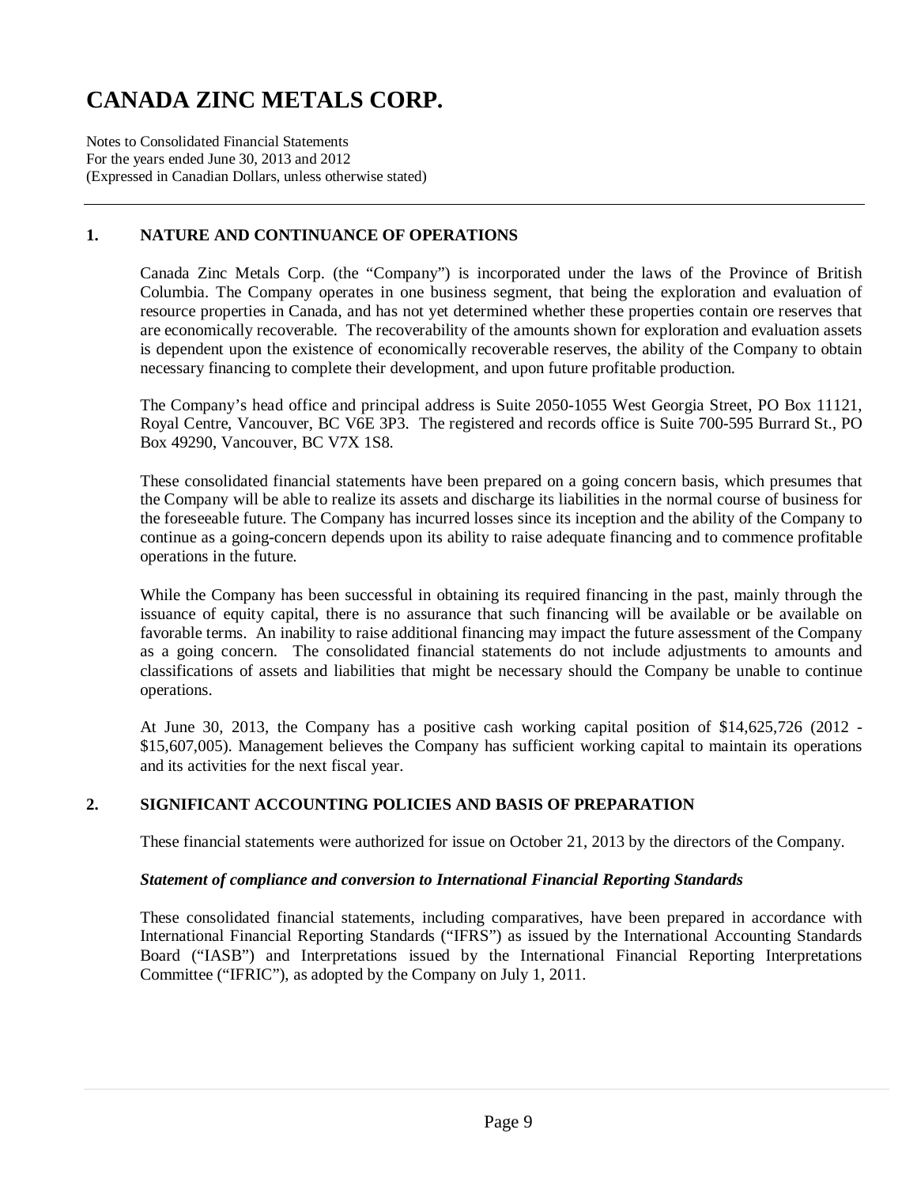# CANADA ZINC METALS CORP.

Notes to Consolidated Financial Statements
For the years ended June 30, 2013 and 2012
(Expressed in Canadian Dollars, unless otherwise stated)

## 1. NATURE AND CONTINUANCE OF OPERATIONS

Canada Zinc Metals Corp. (the "Company") is incorporated under the laws of the Province of British Columbia. The Company operates in one business segment, that being the exploration and evaluation of resource properties in Canada, and has not yet determined whether these properties contain ore reserves that are economically recoverable. The recoverability of the amounts shown for exploration and evaluation assets is dependent upon the existence of economically recoverable reserves, the ability of the Company to obtain necessary financing to complete their development, and upon future profitable production.

The Company's head office and principal address is Suite 2050-1055 West Georgia Street, PO Box 11121, Royal Centre, Vancouver, BC V6E 3P3. The registered and records office is Suite 700-595 Burrard St., PO Box 49290, Vancouver, BC V7X 1S8.

These consolidated financial statements have been prepared on a going concern basis, which presumes that the Company will be able to realize its assets and discharge its liabilities in the normal course of business for the foreseeable future. The Company has incurred losses since its inception and the ability of the Company to continue as a going-concern depends upon its ability to raise adequate financing and to commence profitable operations in the future.

While the Company has been successful in obtaining its required financing in the past, mainly through the issuance of equity capital, there is no assurance that such financing will be available or be available on favorable terms. An inability to raise additional financing may impact the future assessment of the Company as a going concern. The consolidated financial statements do not include adjustments to amounts and classifications of assets and liabilities that might be necessary should the Company be unable to continue operations.

At June 30, 2013, the Company has a positive cash working capital position of $14,625,726 (2012 - $15,607,005). Management believes the Company has sufficient working capital to maintain its operations and its activities for the next fiscal year.

## 2. SIGNIFICANT ACCOUNTING POLICIES AND BASIS OF PREPARATION

These financial statements were authorized for issue on October 21, 2013 by the directors of the Company.

***Statement of compliance and conversion to International Financial Reporting Standards***

These consolidated financial statements, including comparatives, have been prepared in accordance with International Financial Reporting Standards ("IFRS") as issued by the International Accounting Standards Board ("IASB") and Interpretations issued by the International Financial Reporting Interpretations Committee ("IFRIC"), as adopted by the Company on July 1, 2011.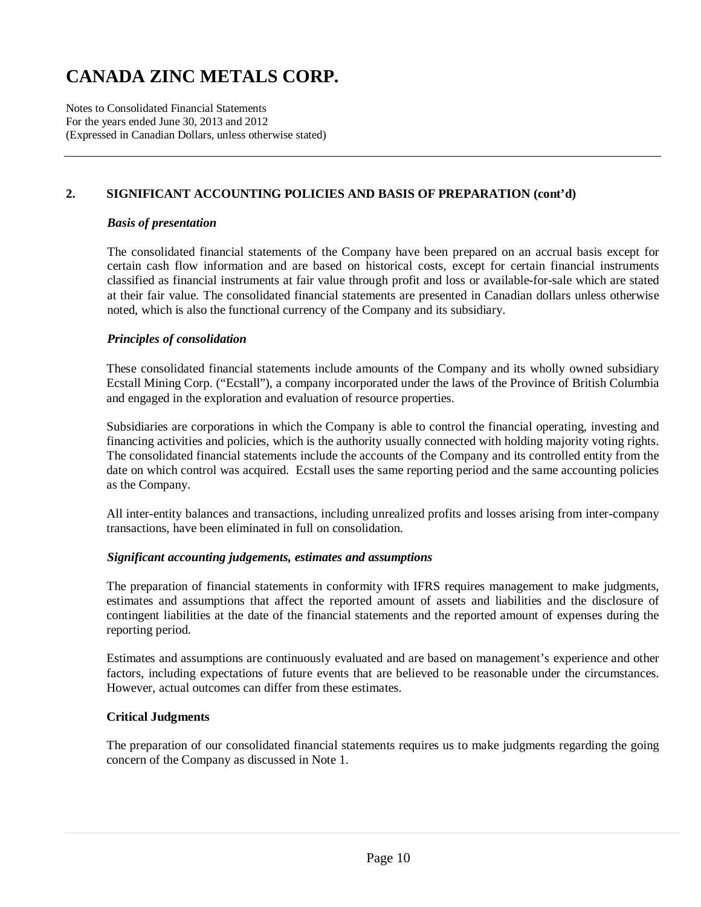## 2. SIGNIFICANT ACCOUNTING POLICIES AND BASIS OF PREPARATION (cont'd)

### *Basis of presentation*

The consolidated financial statements of the Company have been prepared on an accrual basis except for certain cash flow information and are based on historical costs, except for certain financial instruments classified as financial instruments at fair value through profit and loss or available-for-sale which are stated at their fair value. The consolidated financial statements are presented in Canadian dollars unless otherwise noted, which is also the functional currency of the Company and its subsidiary.

### *Principles of consolidation*

These consolidated financial statements include amounts of the Company and its wholly owned subsidiary Ecstall Mining Corp. ("Ecstall"), a company incorporated under the laws of the Province of British Columbia and engaged in the exploration and evaluation of resource properties.

Subsidiaries are corporations in which the Company is able to control the financial operating, investing and financing activities and policies, which is the authority usually connected with holding majority voting rights. The consolidated financial statements include the accounts of the Company and its controlled entity from the date on which control was acquired. Ecstall uses the same reporting period and the same accounting policies as the Company.

All inter-entity balances and transactions, including unrealized profits and losses arising from inter-company transactions, have been eliminated in full on consolidation.

### *Significant accounting judgements, estimates and assumptions*

The preparation of financial statements in conformity with IFRS requires management to make judgments, estimates and assumptions that affect the reported amount of assets and liabilities and the disclosure of contingent liabilities at the date of the financial statements and the reported amount of expenses during the reporting period.

Estimates and assumptions are continuously evaluated and are based on management's experience and other factors, including expectations of future events that are believed to be reasonable under the circumstances. However, actual outcomes can differ from these estimates.

**Critical Judgments**

The preparation of our consolidated financial statements requires us to make judgments regarding the going concern of the Company as discussed in Note 1.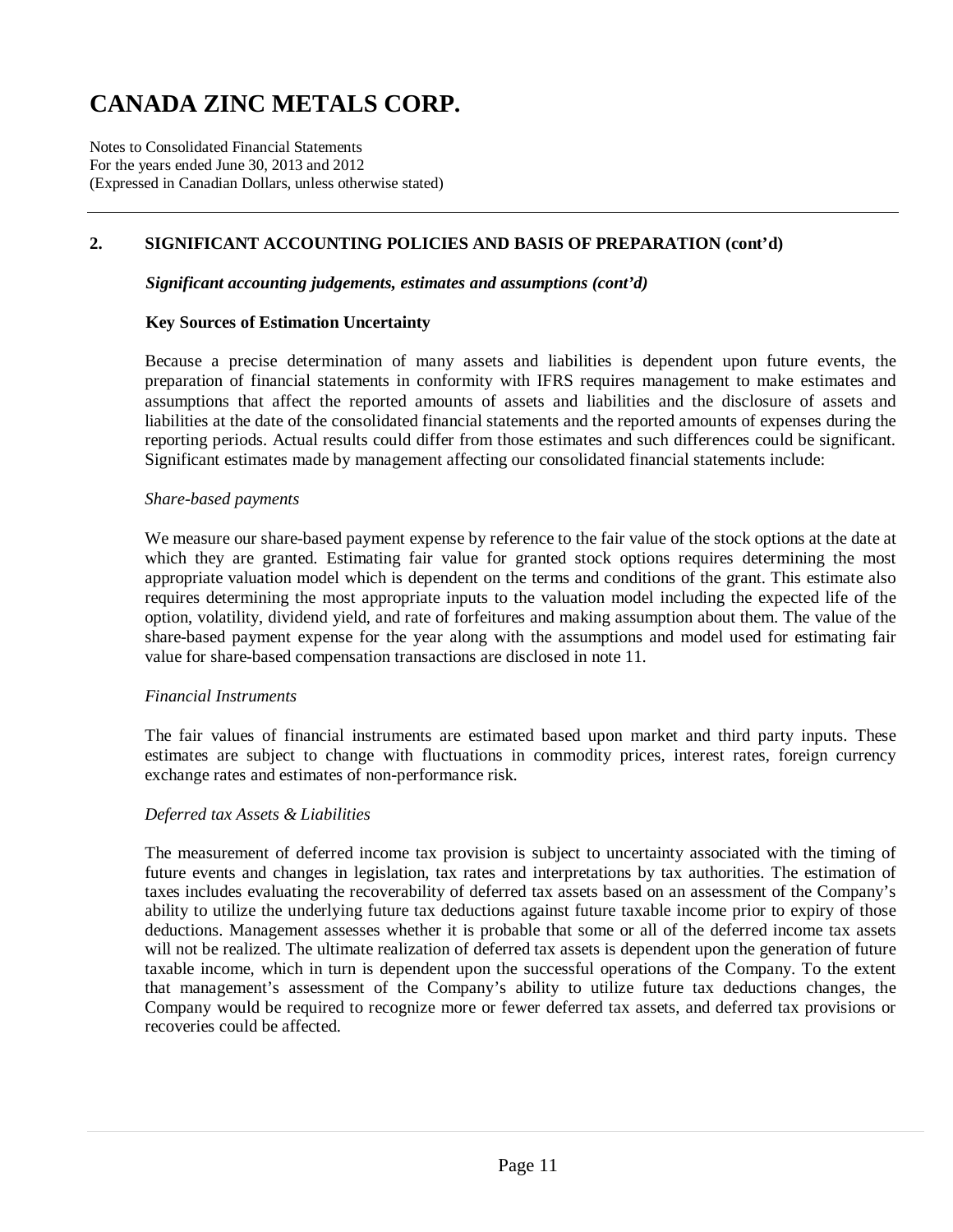# CANADA ZINC METALS CORP.

Notes to Consolidated Financial Statements
For the years ended June 30, 2013 and 2012
(Expressed in Canadian Dollars, unless otherwise stated)

## 2. SIGNIFICANT ACCOUNTING POLICIES AND BASIS OF PREPARATION (cont'd)

***Significant accounting judgements, estimates and assumptions (cont'd)***

**Key Sources of Estimation Uncertainty**

Because a precise determination of many assets and liabilities is dependent upon future events, the preparation of financial statements in conformity with IFRS requires management to make estimates and assumptions that affect the reported amounts of assets and liabilities and the disclosure of assets and liabilities at the date of the consolidated financial statements and the reported amounts of expenses during the reporting periods. Actual results could differ from those estimates and such differences could be significant. Significant estimates made by management affecting our consolidated financial statements include:

*Share-based payments*

We measure our share-based payment expense by reference to the fair value of the stock options at the date at which they are granted. Estimating fair value for granted stock options requires determining the most appropriate valuation model which is dependent on the terms and conditions of the grant. This estimate also requires determining the most appropriate inputs to the valuation model including the expected life of the option, volatility, dividend yield, and rate of forfeitures and making assumption about them. The value of the share-based payment expense for the year along with the assumptions and model used for estimating fair value for share-based compensation transactions are disclosed in note 11.

*Financial Instruments*

The fair values of financial instruments are estimated based upon market and third party inputs. These estimates are subject to change with fluctuations in commodity prices, interest rates, foreign currency exchange rates and estimates of non-performance risk.

*Deferred tax Assets & Liabilities*

The measurement of deferred income tax provision is subject to uncertainty associated with the timing of future events and changes in legislation, tax rates and interpretations by tax authorities. The estimation of taxes includes evaluating the recoverability of deferred tax assets based on an assessment of the Company's ability to utilize the underlying future tax deductions against future taxable income prior to expiry of those deductions. Management assesses whether it is probable that some or all of the deferred income tax assets will not be realized. The ultimate realization of deferred tax assets is dependent upon the generation of future taxable income, which in turn is dependent upon the successful operations of the Company. To the extent that management's assessment of the Company's ability to utilize future tax deductions changes, the Company would be required to recognize more or fewer deferred tax assets, and deferred tax provisions or recoveries could be affected.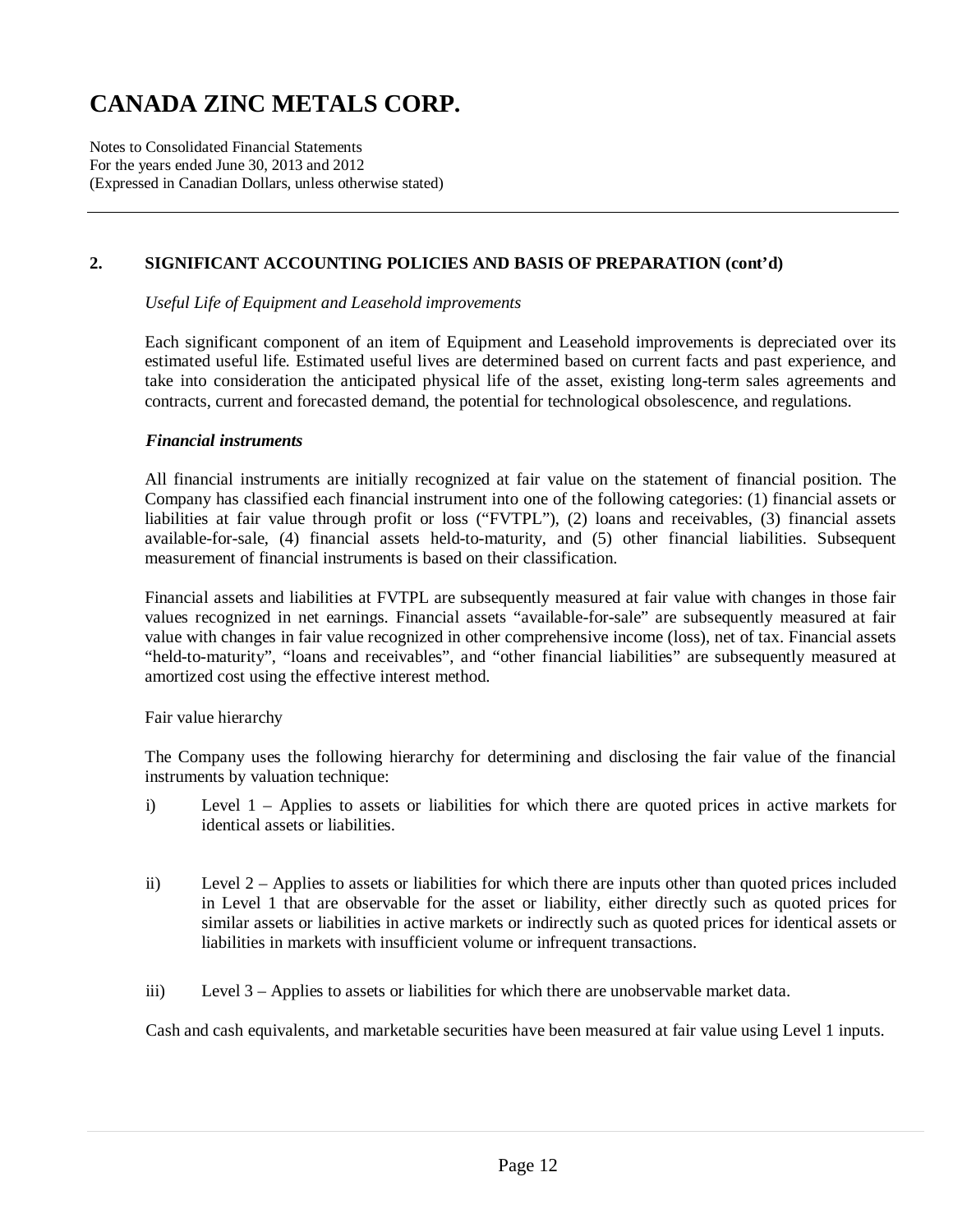## 2. SIGNIFICANT ACCOUNTING POLICIES AND BASIS OF PREPARATION (cont'd)

*Useful Life of Equipment and Leasehold improvements*

Each significant component of an item of Equipment and Leasehold improvements is depreciated over its estimated useful life. Estimated useful lives are determined based on current facts and past experience, and take into consideration the anticipated physical life of the asset, existing long-term sales agreements and contracts, current and forecasted demand, the potential for technological obsolescence, and regulations.

***Financial instruments***

All financial instruments are initially recognized at fair value on the statement of financial position. The Company has classified each financial instrument into one of the following categories: (1) financial assets or liabilities at fair value through profit or loss ("FVTPL"), (2) loans and receivables, (3) financial assets available-for-sale, (4) financial assets held-to-maturity, and (5) other financial liabilities. Subsequent measurement of financial instruments is based on their classification.

Financial assets and liabilities at FVTPL are subsequently measured at fair value with changes in those fair values recognized in net earnings. Financial assets "available-for-sale" are subsequently measured at fair value with changes in fair value recognized in other comprehensive income (loss), net of tax. Financial assets "held-to-maturity", "loans and receivables", and "other financial liabilities" are subsequently measured at amortized cost using the effective interest method.

Fair value hierarchy

The Company uses the following hierarchy for determining and disclosing the fair value of the financial instruments by valuation technique:

i) Level 1 – Applies to assets or liabilities for which there are quoted prices in active markets for identical assets or liabilities.

ii) Level 2 – Applies to assets or liabilities for which there are inputs other than quoted prices included in Level 1 that are observable for the asset or liability, either directly such as quoted prices for similar assets or liabilities in active markets or indirectly such as quoted prices for identical assets or liabilities in markets with insufficient volume or infrequent transactions.

iii) Level 3 – Applies to assets or liabilities for which there are unobservable market data.

Cash and cash equivalents, and marketable securities have been measured at fair value using Level 1 inputs.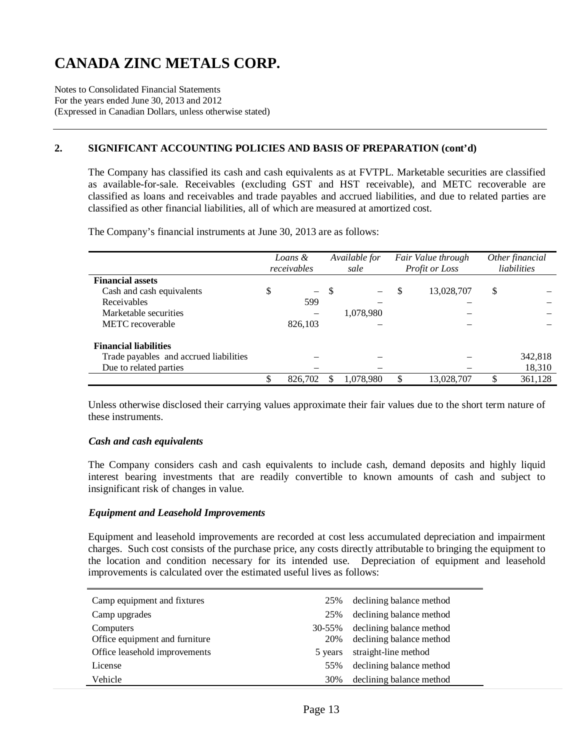# CANADA ZINC METALS CORP.

Notes to Consolidated Financial Statements
For the years ended June 30, 2013 and 2012
(Expressed in Canadian Dollars, unless otherwise stated)

## 2. SIGNIFICANT ACCOUNTING POLICIES AND BASIS OF PREPARATION (cont'd)

The Company has classified its cash and cash equivalents as at FVTPL. Marketable securities are classified as available-for-sale. Receivables (excluding GST and HST receivable), and METC recoverable are classified as loans and receivables and trade payables and accrued liabilities, and due to related parties are classified as other financial liabilities, all of which are measured at amortized cost.

The Company's financial instruments at June 30, 2013 are as follows:

| | *Loans & receivables* | *Available for sale* | *Fair Value through Profit or Loss* | *Other financial liabilities* |
|---|---|---|---|---|
| **Financial assets** | | | | |
| Cash and cash equivalents | $ – | $ – | $ 13,028,707 | $ – |
| Receivables | 599 | – | – | – |
| Marketable securities | – | 1,078,980 | – | – |
| METC recoverable | 826,103 | – | – | – |
| **Financial liabilities** | | | | |
| Trade payables and accrued liabilities | – | – | – | 342,818 |
| Due to related parties | – | – | – | 18,310 |
| | $ 826,702 | $ 1,078,980 | $ 13,028,707 | $ 361,128 |

Unless otherwise disclosed their carrying values approximate their fair values due to the short term nature of these instruments.

### *Cash and cash equivalents*

The Company considers cash and cash equivalents to include cash, demand deposits and highly liquid interest bearing investments that are readily convertible to known amounts of cash and subject to insignificant risk of changes in value.

### *Equipment and Leasehold Improvements*

Equipment and leasehold improvements are recorded at cost less accumulated depreciation and impairment charges. Such cost consists of the purchase price, any costs directly attributable to bringing the equipment to the location and condition necessary for its intended use. Depreciation of equipment and leasehold improvements is calculated over the estimated useful lives as follows:

| | | |
|---|---|---|
| Camp equipment and fixtures | 25% | declining balance method |
| Camp upgrades | 25% | declining balance method |
| Computers | 30-55% | declining balance method |
| Office equipment and furniture | 20% | declining balance method |
| Office leasehold improvements | 5 years | straight-line method |
| License | 55% | declining balance method |
| Vehicle | 30% | declining balance method |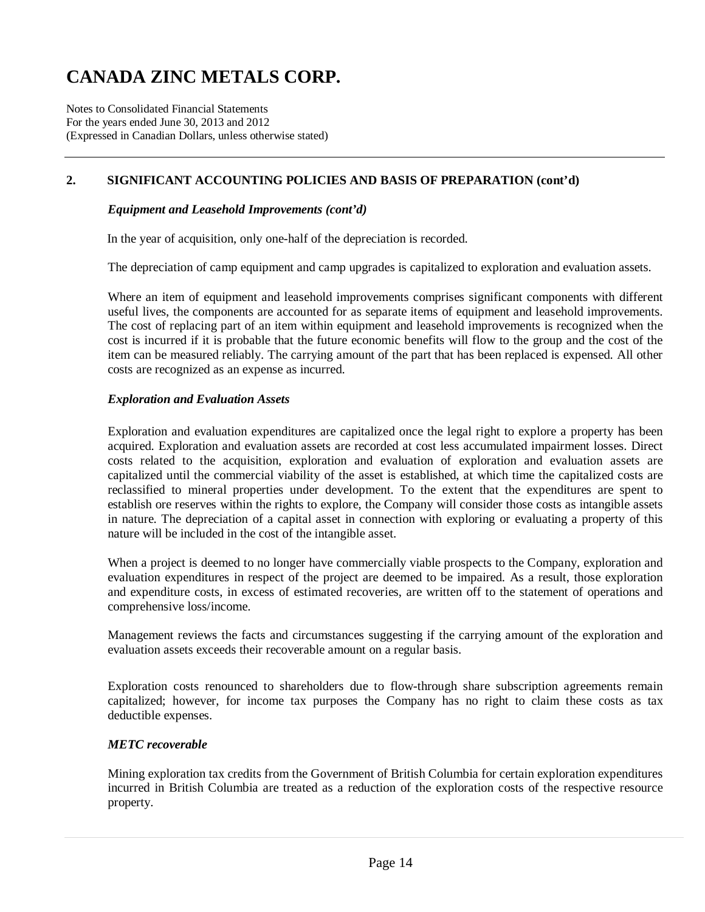## 2. SIGNIFICANT ACCOUNTING POLICIES AND BASIS OF PREPARATION (cont'd)

### *Equipment and Leasehold Improvements (cont'd)*

In the year of acquisition, only one-half of the depreciation is recorded.

The depreciation of camp equipment and camp upgrades is capitalized to exploration and evaluation assets.

Where an item of equipment and leasehold improvements comprises significant components with different useful lives, the components are accounted for as separate items of equipment and leasehold improvements. The cost of replacing part of an item within equipment and leasehold improvements is recognized when the cost is incurred if it is probable that the future economic benefits will flow to the group and the cost of the item can be measured reliably. The carrying amount of the part that has been replaced is expensed. All other costs are recognized as an expense as incurred.

### *Exploration and Evaluation Assets*

Exploration and evaluation expenditures are capitalized once the legal right to explore a property has been acquired. Exploration and evaluation assets are recorded at cost less accumulated impairment losses. Direct costs related to the acquisition, exploration and evaluation of exploration and evaluation assets are capitalized until the commercial viability of the asset is established, at which time the capitalized costs are reclassified to mineral properties under development. To the extent that the expenditures are spent to establish ore reserves within the rights to explore, the Company will consider those costs as intangible assets in nature. The depreciation of a capital asset in connection with exploring or evaluating a property of this nature will be included in the cost of the intangible asset.

When a project is deemed to no longer have commercially viable prospects to the Company, exploration and evaluation expenditures in respect of the project are deemed to be impaired. As a result, those exploration and expenditure costs, in excess of estimated recoveries, are written off to the statement of operations and comprehensive loss/income.

Management reviews the facts and circumstances suggesting if the carrying amount of the exploration and evaluation assets exceeds their recoverable amount on a regular basis.

Exploration costs renounced to shareholders due to flow-through share subscription agreements remain capitalized; however, for income tax purposes the Company has no right to claim these costs as tax deductible expenses.

### *METC recoverable*

Mining exploration tax credits from the Government of British Columbia for certain exploration expenditures incurred in British Columbia are treated as a reduction of the exploration costs of the respective resource property.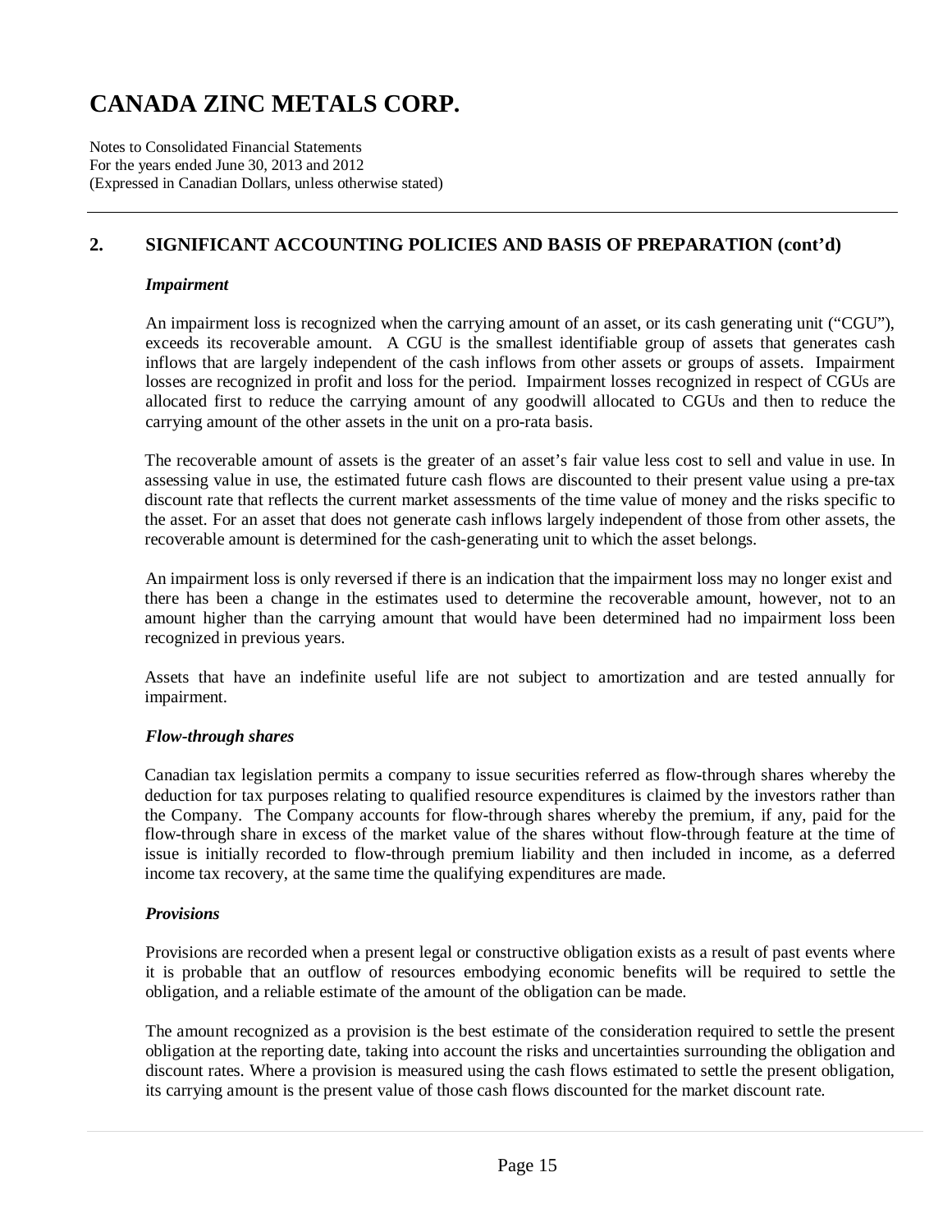# CANADA ZINC METALS CORP.

Notes to Consolidated Financial Statements
For the years ended June 30, 2013 and 2012
(Expressed in Canadian Dollars, unless otherwise stated)

## 2. SIGNIFICANT ACCOUNTING POLICIES AND BASIS OF PREPARATION (cont'd)

### *Impairment*

An impairment loss is recognized when the carrying amount of an asset, or its cash generating unit ("CGU"), exceeds its recoverable amount. A CGU is the smallest identifiable group of assets that generates cash inflows that are largely independent of the cash inflows from other assets or groups of assets. Impairment losses are recognized in profit and loss for the period. Impairment losses recognized in respect of CGUs are allocated first to reduce the carrying amount of any goodwill allocated to CGUs and then to reduce the carrying amount of the other assets in the unit on a pro-rata basis.

The recoverable amount of assets is the greater of an asset's fair value less cost to sell and value in use. In assessing value in use, the estimated future cash flows are discounted to their present value using a pre-tax discount rate that reflects the current market assessments of the time value of money and the risks specific to the asset. For an asset that does not generate cash inflows largely independent of those from other assets, the recoverable amount is determined for the cash-generating unit to which the asset belongs.

An impairment loss is only reversed if there is an indication that the impairment loss may no longer exist and there has been a change in the estimates used to determine the recoverable amount, however, not to an amount higher than the carrying amount that would have been determined had no impairment loss been recognized in previous years.

Assets that have an indefinite useful life are not subject to amortization and are tested annually for impairment.

### *Flow-through shares*

Canadian tax legislation permits a company to issue securities referred as flow-through shares whereby the deduction for tax purposes relating to qualified resource expenditures is claimed by the investors rather than the Company. The Company accounts for flow-through shares whereby the premium, if any, paid for the flow-through share in excess of the market value of the shares without flow-through feature at the time of issue is initially recorded to flow-through premium liability and then included in income, as a deferred income tax recovery, at the same time the qualifying expenditures are made.

### *Provisions*

Provisions are recorded when a present legal or constructive obligation exists as a result of past events where it is probable that an outflow of resources embodying economic benefits will be required to settle the obligation, and a reliable estimate of the amount of the obligation can be made.

The amount recognized as a provision is the best estimate of the consideration required to settle the present obligation at the reporting date, taking into account the risks and uncertainties surrounding the obligation and discount rates. Where a provision is measured using the cash flows estimated to settle the present obligation, its carrying amount is the present value of those cash flows discounted for the market discount rate.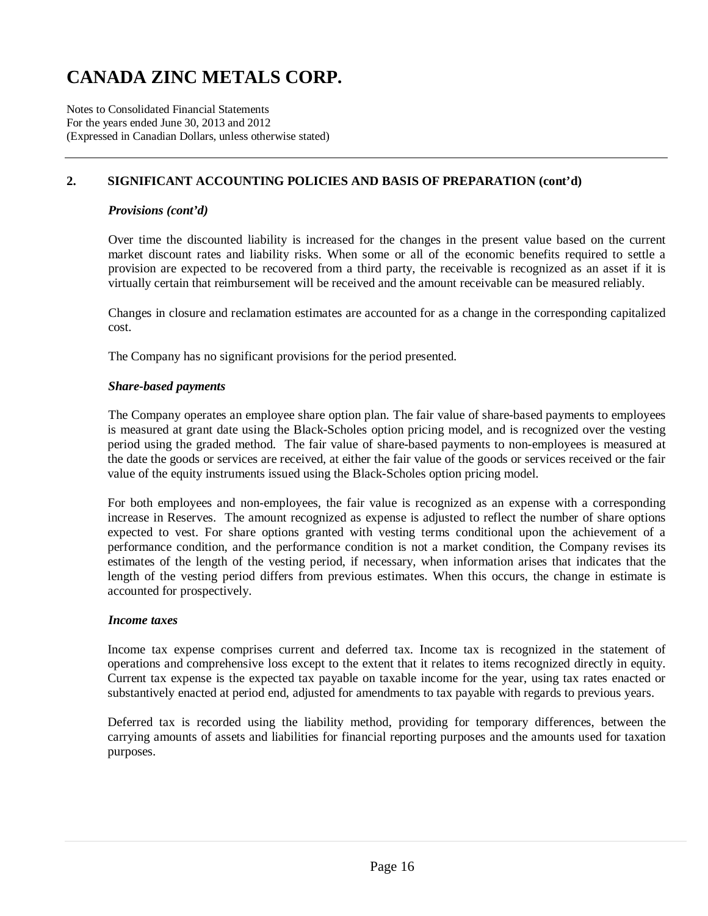## 2. SIGNIFICANT ACCOUNTING POLICIES AND BASIS OF PREPARATION (cont'd)

***Provisions (cont'd)***

Over time the discounted liability is increased for the changes in the present value based on the current market discount rates and liability risks. When some or all of the economic benefits required to settle a provision are expected to be recovered from a third party, the receivable is recognized as an asset if it is virtually certain that reimbursement will be received and the amount receivable can be measured reliably.

Changes in closure and reclamation estimates are accounted for as a change in the corresponding capitalized cost.

The Company has no significant provisions for the period presented.

***Share-based payments***

The Company operates an employee share option plan. The fair value of share-based payments to employees is measured at grant date using the Black-Scholes option pricing model, and is recognized over the vesting period using the graded method. The fair value of share-based payments to non-employees is measured at the date the goods or services are received, at either the fair value of the goods or services received or the fair value of the equity instruments issued using the Black-Scholes option pricing model.

For both employees and non-employees, the fair value is recognized as an expense with a corresponding increase in Reserves. The amount recognized as expense is adjusted to reflect the number of share options expected to vest. For share options granted with vesting terms conditional upon the achievement of a performance condition, and the performance condition is not a market condition, the Company revises its estimates of the length of the vesting period, if necessary, when information arises that indicates that the length of the vesting period differs from previous estimates. When this occurs, the change in estimate is accounted for prospectively.

***Income taxes***

Income tax expense comprises current and deferred tax. Income tax is recognized in the statement of operations and comprehensive loss except to the extent that it relates to items recognized directly in equity. Current tax expense is the expected tax payable on taxable income for the year, using tax rates enacted or substantively enacted at period end, adjusted for amendments to tax payable with regards to previous years.

Deferred tax is recorded using the liability method, providing for temporary differences, between the carrying amounts of assets and liabilities for financial reporting purposes and the amounts used for taxation purposes.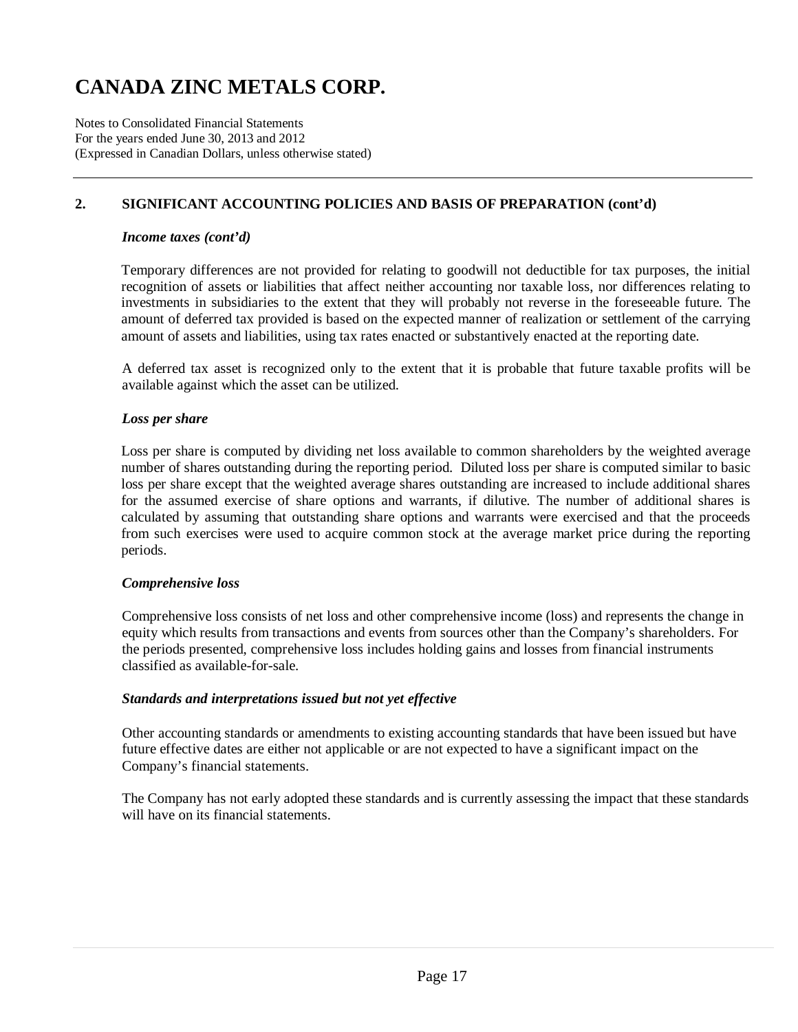# CANADA ZINC METALS CORP.

Notes to Consolidated Financial Statements
For the years ended June 30, 2013 and 2012
(Expressed in Canadian Dollars, unless otherwise stated)

## 2. SIGNIFICANT ACCOUNTING POLICIES AND BASIS OF PREPARATION (cont'd)

***Income taxes (cont'd)***

Temporary differences are not provided for relating to goodwill not deductible for tax purposes, the initial recognition of assets or liabilities that affect neither accounting nor taxable loss, nor differences relating to investments in subsidiaries to the extent that they will probably not reverse in the foreseeable future. The amount of deferred tax provided is based on the expected manner of realization or settlement of the carrying amount of assets and liabilities, using tax rates enacted or substantively enacted at the reporting date.

A deferred tax asset is recognized only to the extent that it is probable that future taxable profits will be available against which the asset can be utilized.

***Loss per share***

Loss per share is computed by dividing net loss available to common shareholders by the weighted average number of shares outstanding during the reporting period. Diluted loss per share is computed similar to basic loss per share except that the weighted average shares outstanding are increased to include additional shares for the assumed exercise of share options and warrants, if dilutive. The number of additional shares is calculated by assuming that outstanding share options and warrants were exercised and that the proceeds from such exercises were used to acquire common stock at the average market price during the reporting periods.

***Comprehensive loss***

Comprehensive loss consists of net loss and other comprehensive income (loss) and represents the change in equity which results from transactions and events from sources other than the Company's shareholders. For the periods presented, comprehensive loss includes holding gains and losses from financial instruments classified as available-for-sale.

***Standards and interpretations issued but not yet effective***

Other accounting standards or amendments to existing accounting standards that have been issued but have future effective dates are either not applicable or are not expected to have a significant impact on the Company's financial statements.

The Company has not early adopted these standards and is currently assessing the impact that these standards will have on its financial statements.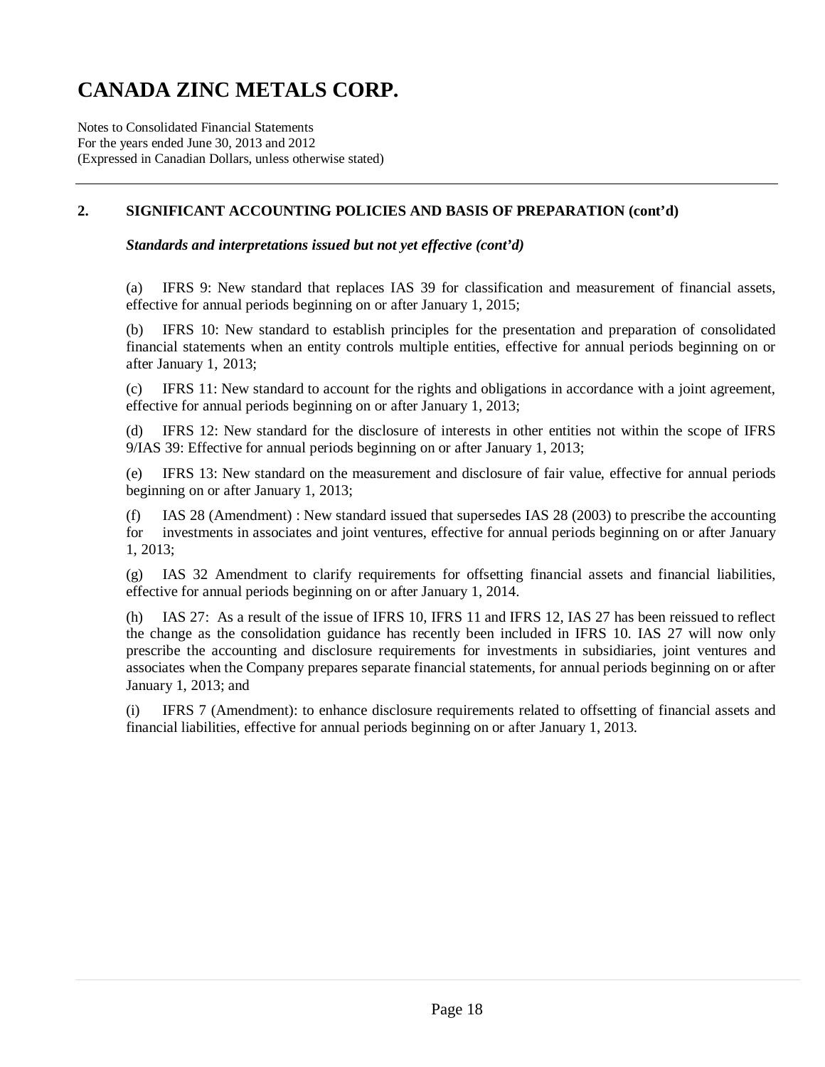# CANADA ZINC METALS CORP.

Notes to Consolidated Financial Statements
For the years ended June 30, 2013 and 2012
(Expressed in Canadian Dollars, unless otherwise stated)

## 2. SIGNIFICANT ACCOUNTING POLICIES AND BASIS OF PREPARATION (cont'd)

***Standards and interpretations issued but not yet effective (cont'd)***

(a) IFRS 9: New standard that replaces IAS 39 for classification and measurement of financial assets, effective for annual periods beginning on or after January 1, 2015;

(b) IFRS 10: New standard to establish principles for the presentation and preparation of consolidated financial statements when an entity controls multiple entities, effective for annual periods beginning on or after January 1, 2013;

(c) IFRS 11: New standard to account for the rights and obligations in accordance with a joint agreement, effective for annual periods beginning on or after January 1, 2013;

(d) IFRS 12: New standard for the disclosure of interests in other entities not within the scope of IFRS 9/IAS 39: Effective for annual periods beginning on or after January 1, 2013;

(e) IFRS 13: New standard on the measurement and disclosure of fair value, effective for annual periods beginning on or after January 1, 2013;

(f) IAS 28 (Amendment) : New standard issued that supersedes IAS 28 (2003) to prescribe the accounting for investments in associates and joint ventures, effective for annual periods beginning on or after January 1, 2013;

(g) IAS 32 Amendment to clarify requirements for offsetting financial assets and financial liabilities, effective for annual periods beginning on or after January 1, 2014.

(h) IAS 27: As a result of the issue of IFRS 10, IFRS 11 and IFRS 12, IAS 27 has been reissued to reflect the change as the consolidation guidance has recently been included in IFRS 10. IAS 27 will now only prescribe the accounting and disclosure requirements for investments in subsidiaries, joint ventures and associates when the Company prepares separate financial statements, for annual periods beginning on or after January 1, 2013; and

(i) IFRS 7 (Amendment): to enhance disclosure requirements related to offsetting of financial assets and financial liabilities, effective for annual periods beginning on or after January 1, 2013.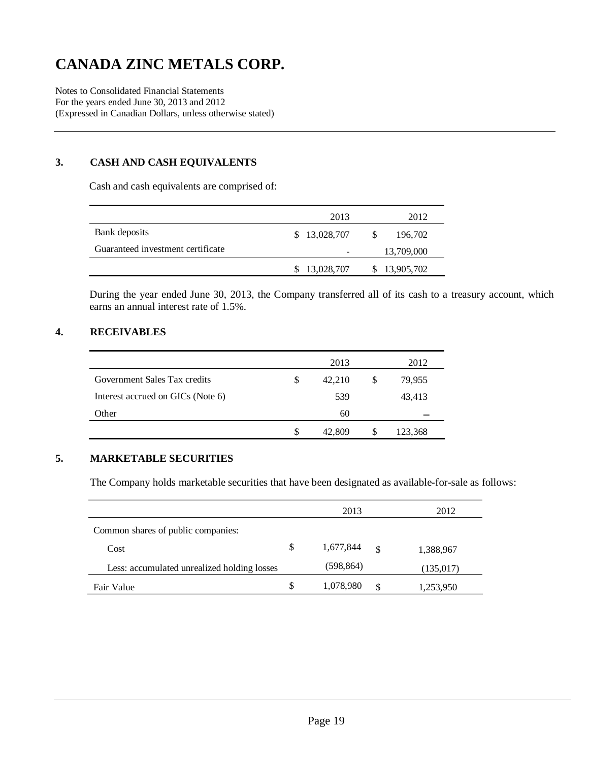# CANADA ZINC METALS CORP.

Notes to Consolidated Financial Statements
For the years ended June 30, 2013 and 2012
(Expressed in Canadian Dollars, unless otherwise stated)

## 3. CASH AND CASH EQUIVALENTS

Cash and cash equivalents are comprised of:

| | 2013 | 2012 |
|---|---|---|
| Bank deposits | $ 13,028,707 | $ 196,702 |
| Guaranteed investment certificate | - | 13,709,000 |
| | $ 13,028,707 | $ 13,905,702 |

During the year ended June 30, 2013, the Company transferred all of its cash to a treasury account, which earns an annual interest rate of 1.5%.

## 4. RECEIVABLES

| | 2013 | 2012 |
|---|---|---|
| Government Sales Tax credits | $ 42,210 | $ 79,955 |
| Interest accrued on GICs (Note 6) | 539 | 43,413 |
| Other | 60 | – |
| | $ 42,809 | $ 123,368 |

## 5. MARKETABLE SECURITIES

The Company holds marketable securities that have been designated as available-for-sale as follows:

| | 2013 | 2012 |
|---|---|---|
| Common shares of public companies: | | |
| Cost | $ 1,677,844 | $ 1,388,967 |
| Less: accumulated unrealized holding losses | (598,864) | (135,017) |
| Fair Value | $ 1,078,980 | $ 1,253,950 |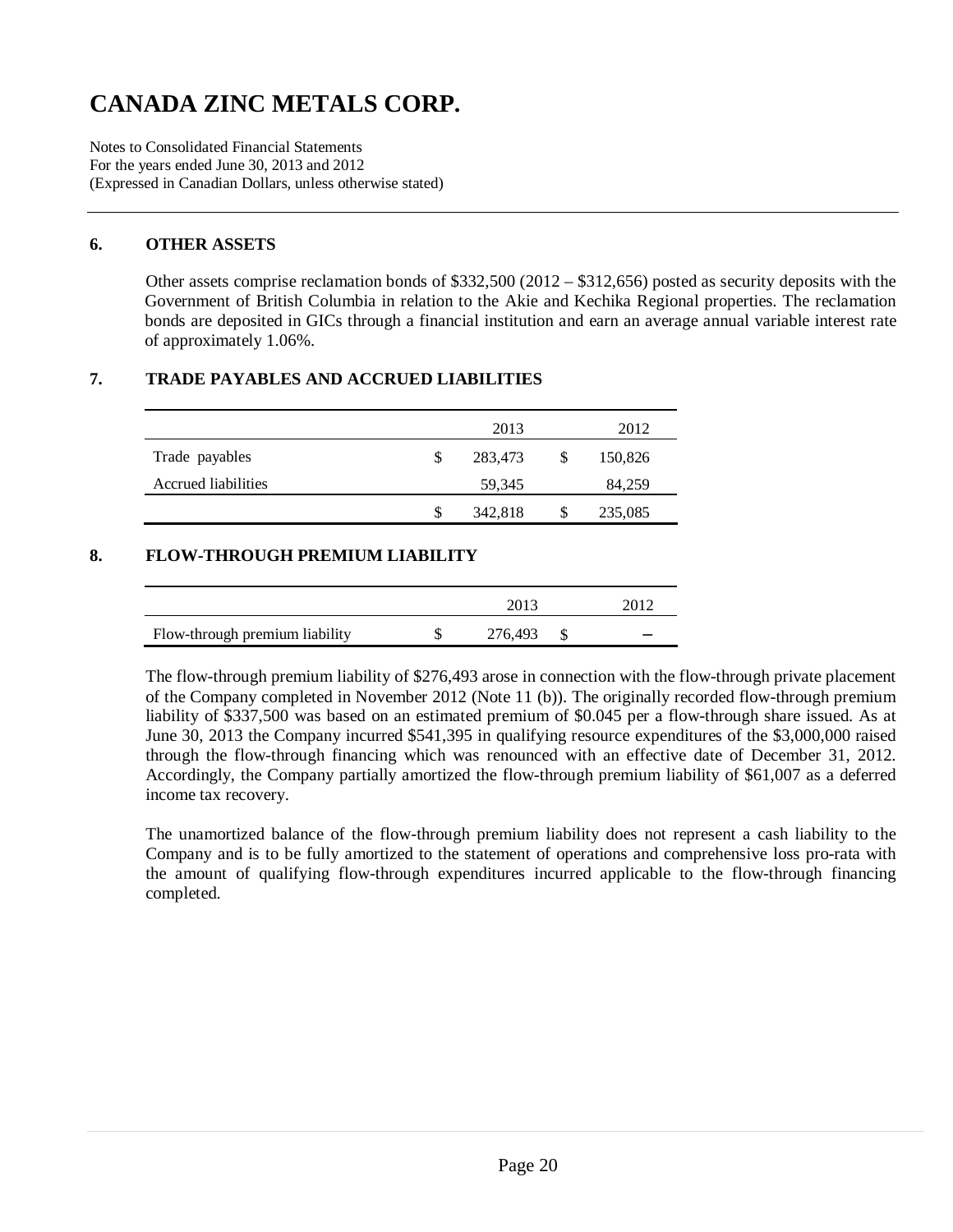# CANADA ZINC METALS CORP.

Notes to Consolidated Financial Statements
For the years ended June 30, 2013 and 2012
(Expressed in Canadian Dollars, unless otherwise stated)

## 6. OTHER ASSETS

Other assets comprise reclamation bonds of $332,500 (2012 – $312,656) posted as security deposits with the Government of British Columbia in relation to the Akie and Kechika Regional properties. The reclamation bonds are deposited in GICs through a financial institution and earn an average annual variable interest rate of approximately 1.06%.

## 7. TRADE PAYABLES AND ACCRUED LIABILITIES

| | 2013 | 2012 |
|---|---|---|
| Trade payables | $ 283,473 | $ 150,826 |
| Accrued liabilities | 59,345 | 84,259 |
| | $ 342,818 | $ 235,085 |

## 8. FLOW-THROUGH PREMIUM LIABILITY

| | 2013 | 2012 |
|---|---|---|
| Flow-through premium liability | $ 276,493 | $ – |

The flow-through premium liability of $276,493 arose in connection with the flow-through private placement of the Company completed in November 2012 (Note 11 (b)). The originally recorded flow-through premium liability of $337,500 was based on an estimated premium of $0.045 per a flow-through share issued. As at June 30, 2013 the Company incurred $541,395 in qualifying resource expenditures of the $3,000,000 raised through the flow-through financing which was renounced with an effective date of December 31, 2012. Accordingly, the Company partially amortized the flow-through premium liability of $61,007 as a deferred income tax recovery.

The unamortized balance of the flow-through premium liability does not represent a cash liability to the Company and is to be fully amortized to the statement of operations and comprehensive loss pro-rata with the amount of qualifying flow-through expenditures incurred applicable to the flow-through financing completed.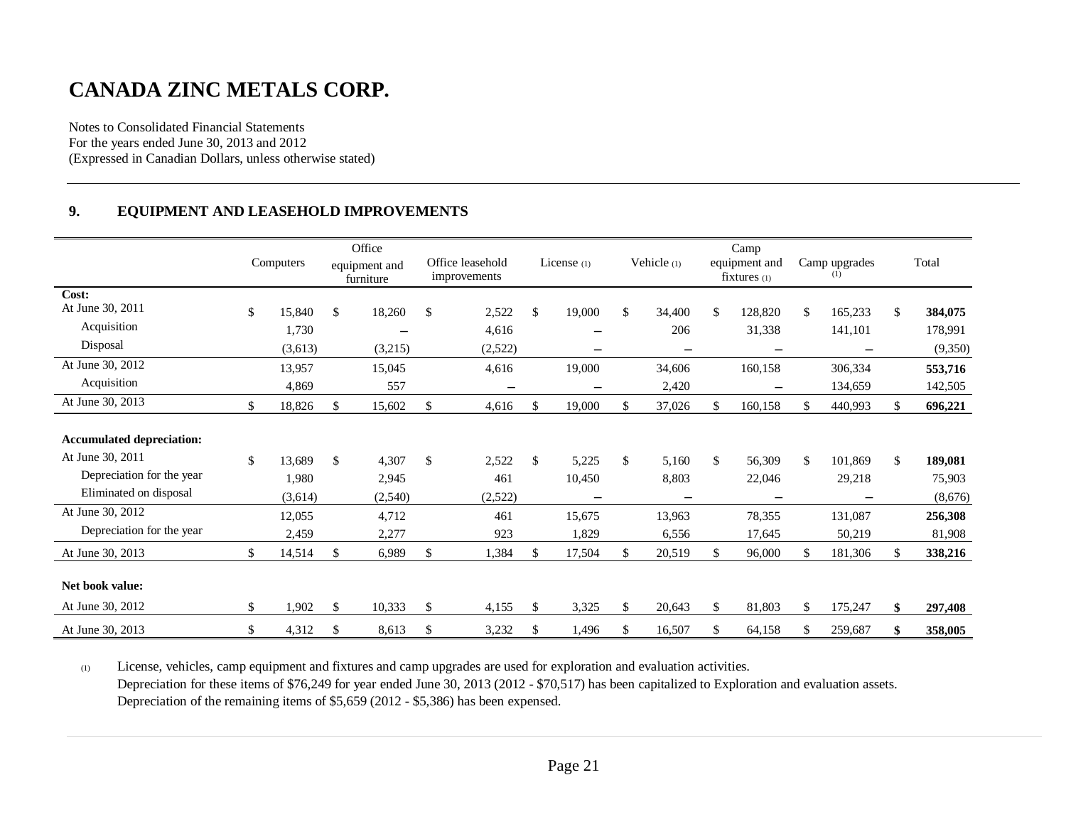# CANADA ZINC METALS CORP.

Notes to Consolidated Financial Statements
For the years ended June 30, 2013 and 2012
(Expressed in Canadian Dollars, unless otherwise stated)

## 9. EQUIPMENT AND LEASEHOLD IMPROVEMENTS

| | Computers | Office equipment and furniture | Office leasehold improvements | License (1) | Vehicle (1) | Camp equipment and fixtures (1) | Camp upgrades (1) | Total |
|---|---|---|---|---|---|---|---|---|
| **Cost:** | | | | | | | | |
| At June 30, 2011 | $ 15,840 | $ 18,260 | $ 2,522 | $ 19,000 | $ 34,400 | $ 128,820 | $ 165,233 | $ **384,075** |
| Acquisition | 1,730 | – | 4,616 | – | 206 | 31,338 | 141,101 | 178,991 |
| Disposal | (3,613) | (3,215) | (2,522) | – | – | – | – | (9,350) |
| At June 30, 2012 | 13,957 | 15,045 | 4,616 | 19,000 | 34,606 | 160,158 | 306,334 | **553,716** |
| Acquisition | 4,869 | 557 | – | – | 2,420 | – | 134,659 | 142,505 |
| At June 30, 2013 | $ 18,826 | $ 15,602 | $ 4,616 | $ 19,000 | $ 37,026 | $ 160,158 | $ 440,993 | $ **696,221** |
| **Accumulated depreciation:** | | | | | | | | |
| At June 30, 2011 | $ 13,689 | $ 4,307 | $ 2,522 | $ 5,225 | $ 5,160 | $ 56,309 | $ 101,869 | $ **189,081** |
| Depreciation for the year | 1,980 | 2,945 | 461 | 10,450 | 8,803 | 22,046 | 29,218 | 75,903 |
| Eliminated on disposal | (3,614) | (2,540) | (2,522) | – | – | – | – | (8,676) |
| At June 30, 2012 | 12,055 | 4,712 | 461 | 15,675 | 13,963 | 78,355 | 131,087 | **256,308** |
| Depreciation for the year | 2,459 | 2,277 | 923 | 1,829 | 6,556 | 17,645 | 50,219 | 81,908 |
| At June 30, 2013 | $ 14,514 | $ 6,989 | $ 1,384 | $ 17,504 | $ 20,519 | $ 96,000 | $ 181,306 | $ **338,216** |
| **Net book value:** | | | | | | | | |
| At June 30, 2012 | $ 1,902 | $ 10,333 | $ 4,155 | $ 3,325 | $ 20,643 | $ 81,803 | $ 175,247 | **$ 297,408** |
| At June 30, 2013 | $ 4,312 | $ 8,613 | $ 3,232 | $ 1,496 | $ 16,507 | $ 64,158 | $ 259,687 | **$ 358,005** |

(1) License, vehicles, camp equipment and fixtures and camp upgrades are used for exploration and evaluation activities. Depreciation for these items of $76,249 for year ended June 30, 2013 (2012 - $70,517) has been capitalized to Exploration and evaluation assets. Depreciation of the remaining items of $5,659 (2012 - $5,386) has been expensed.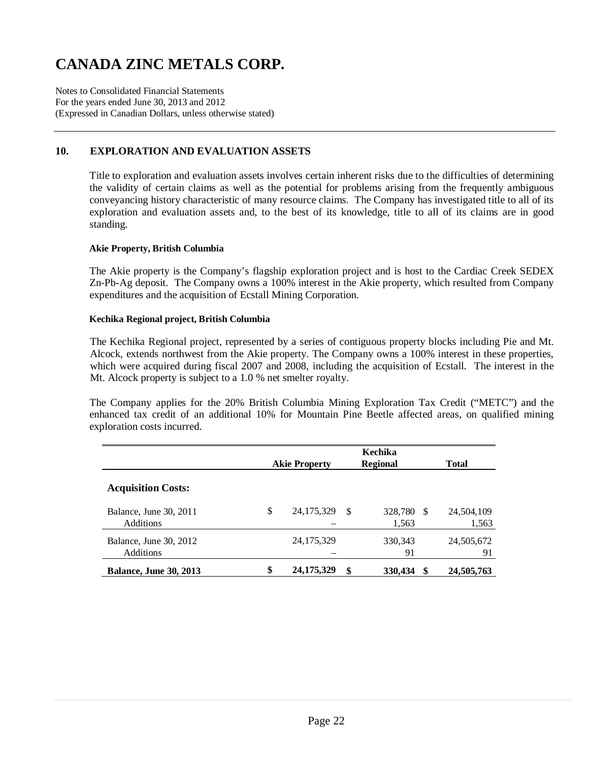# CANADA ZINC METALS CORP.

Notes to Consolidated Financial Statements
For the years ended June 30, 2013 and 2012
(Expressed in Canadian Dollars, unless otherwise stated)

## 10. EXPLORATION AND EVALUATION ASSETS

Title to exploration and evaluation assets involves certain inherent risks due to the difficulties of determining the validity of certain claims as well as the potential for problems arising from the frequently ambiguous conveyancing history characteristic of many resource claims. The Company has investigated title to all of its exploration and evaluation assets and, to the best of its knowledge, title to all of its claims are in good standing.

#### Akie Property, British Columbia

The Akie property is the Company's flagship exploration project and is host to the Cardiac Creek SEDEX Zn-Pb-Ag deposit. The Company owns a 100% interest in the Akie property, which resulted from Company expenditures and the acquisition of Ecstall Mining Corporation.

#### Kechika Regional project, British Columbia

The Kechika Regional project, represented by a series of contiguous property blocks including Pie and Mt. Alcock, extends northwest from the Akie property. The Company owns a 100% interest in these properties, which were acquired during fiscal 2007 and 2008, including the acquisition of Ecstall. The interest in the Mt. Alcock property is subject to a 1.0 % net smelter royalty.

The Company applies for the 20% British Columbia Mining Exploration Tax Credit ("METC") and the enhanced tax credit of an additional 10% for Mountain Pine Beetle affected areas, on qualified mining exploration costs incurred.

| | Akie Property | Kechika Regional | Total |
|---|---|---|---|
| **Acquisition Costs:** | | | |
| Balance, June 30, 2011 | $ 24,175,329 | $ 328,780 | $ 24,504,109 |
| Additions | – | 1,563 | 1,563 |
| Balance, June 30, 2012 | 24,175,329 | 330,343 | 24,505,672 |
| Additions | – | 91 | 91 |
| **Balance, June 30, 2013** | **$ 24,175,329** | **$ 330,434** | **$ 24,505,763** |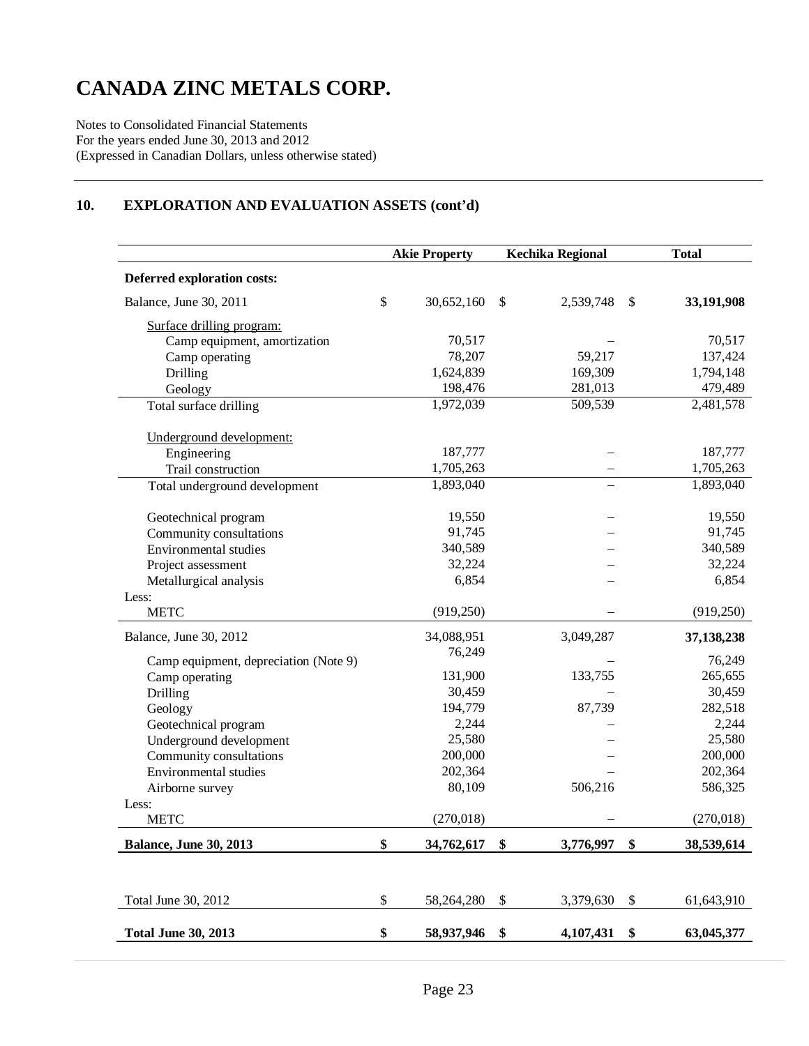# CANADA ZINC METALS CORP.

Notes to Consolidated Financial Statements
For the years ended June 30, 2013 and 2012
(Expressed in Canadian Dollars, unless otherwise stated)

## 10. EXPLORATION AND EVALUATION ASSETS (cont'd)

| | Akie Property | Kechika Regional | Total |
|---|---|---|---|
| **Deferred exploration costs:** | | | |
| Balance, June 30, 2011 | $ 30,652,160 | $ 2,539,748 | $ **33,191,908** |
| Surface drilling program: | | | |
| Camp equipment, amortization | 70,517 | – | 70,517 |
| Camp operating | 78,207 | 59,217 | 137,424 |
| Drilling | 1,624,839 | 169,309 | 1,794,148 |
| Geology | 198,476 | 281,013 | 479,489 |
| Total surface drilling | 1,972,039 | 509,539 | 2,481,578 |
| Underground development: | | | |
| Engineering | 187,777 | – | 187,777 |
| Trail construction | 1,705,263 | – | 1,705,263 |
| Total underground development | 1,893,040 | – | 1,893,040 |
| Geotechnical program | 19,550 | – | 19,550 |
| Community consultations | 91,745 | – | 91,745 |
| Environmental studies | 340,589 | – | 340,589 |
| Project assessment | 32,224 | – | 32,224 |
| Metallurgical analysis | 6,854 | – | 6,854 |
| Less: | | | |
| METC | (919,250) | – | (919,250) |
| Balance, June 30, 2012 | 34,088,951 | 3,049,287 | **37,138,238** |
| Camp equipment, depreciation (Note 9) | 76,249 | – | 76,249 |
| Camp operating | 131,900 | 133,755 | 265,655 |
| Drilling | 30,459 | – | 30,459 |
| Geology | 194,779 | 87,739 | 282,518 |
| Geotechnical program | 2,244 | – | 2,244 |
| Underground development | 25,580 | – | 25,580 |
| Community consultations | 200,000 | – | 200,000 |
| Environmental studies | 202,364 | – | 202,364 |
| Airborne survey | 80,109 | 506,216 | 586,325 |
| Less: | | | |
| METC | (270,018) | – | (270,018) |
| **Balance, June 30, 2013** | **$ 34,762,617** | **$ 3,776,997** | **$ 38,539,614** |
| | | | |
| Total June 30, 2012 | $ 58,264,280 | $ 3,379,630 | $ 61,643,910 |
| **Total June 30, 2013** | **$ 58,937,946** | **$ 4,107,431** | **$ 63,045,377** |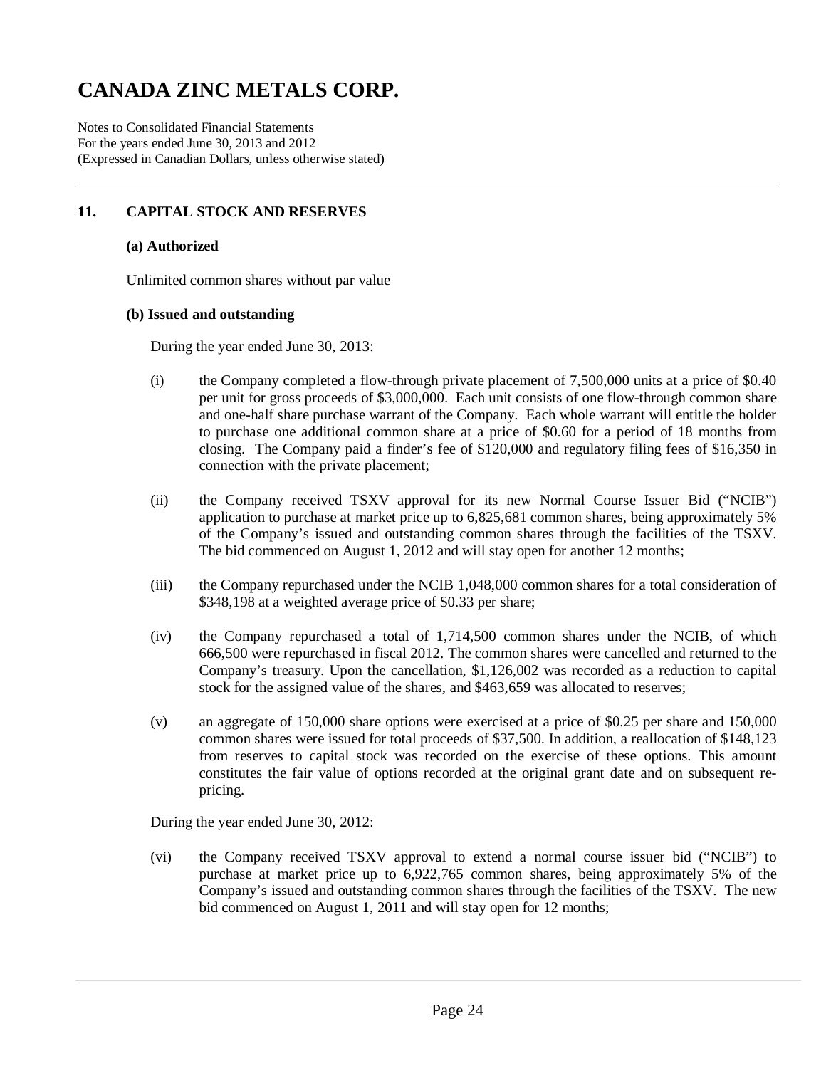## 11. CAPITAL STOCK AND RESERVES

### (a) Authorized

Unlimited common shares without par value

### (b) Issued and outstanding

During the year ended June 30, 2013:

(i) the Company completed a flow-through private placement of 7,500,000 units at a price of $0.40 per unit for gross proceeds of $3,000,000. Each unit consists of one flow-through common share and one-half share purchase warrant of the Company. Each whole warrant will entitle the holder to purchase one additional common share at a price of $0.60 for a period of 18 months from closing. The Company paid a finder's fee of $120,000 and regulatory filing fees of $16,350 in connection with the private placement;

(ii) the Company received TSXV approval for its new Normal Course Issuer Bid ("NCIB") application to purchase at market price up to 6,825,681 common shares, being approximately 5% of the Company's issued and outstanding common shares through the facilities of the TSXV. The bid commenced on August 1, 2012 and will stay open for another 12 months;

(iii) the Company repurchased under the NCIB 1,048,000 common shares for a total consideration of $348,198 at a weighted average price of $0.33 per share;

(iv) the Company repurchased a total of 1,714,500 common shares under the NCIB, of which 666,500 were repurchased in fiscal 2012. The common shares were cancelled and returned to the Company's treasury. Upon the cancellation, $1,126,002 was recorded as a reduction to capital stock for the assigned value of the shares, and $463,659 was allocated to reserves;

(v) an aggregate of 150,000 share options were exercised at a price of $0.25 per share and 150,000 common shares were issued for total proceeds of $37,500. In addition, a reallocation of $148,123 from reserves to capital stock was recorded on the exercise of these options. This amount constitutes the fair value of options recorded at the original grant date and on subsequent re-pricing.

During the year ended June 30, 2012:

(vi) the Company received TSXV approval to extend a normal course issuer bid ("NCIB") to purchase at market price up to 6,922,765 common shares, being approximately 5% of the Company's issued and outstanding common shares through the facilities of the TSXV. The new bid commenced on August 1, 2011 and will stay open for 12 months;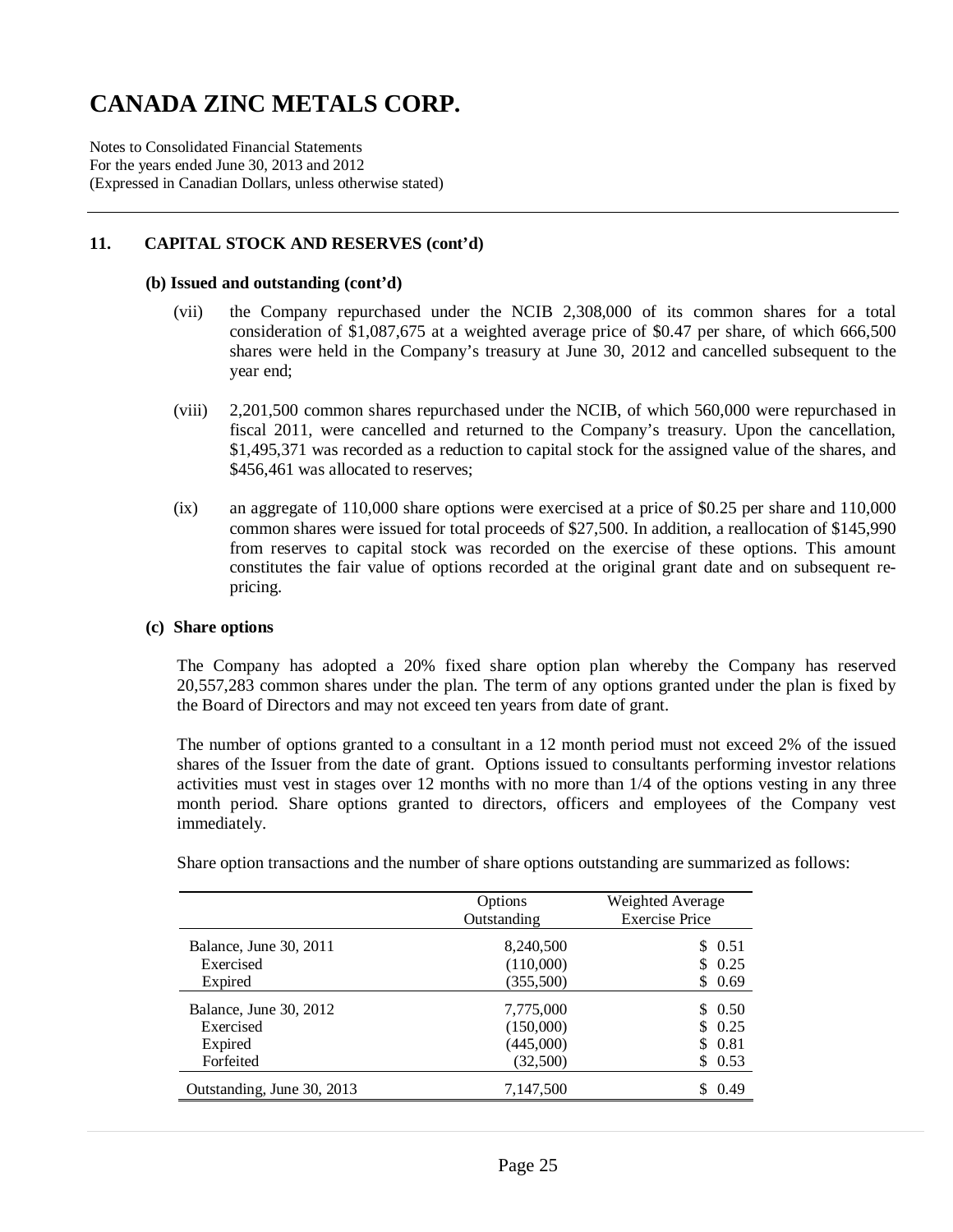# CANADA ZINC METALS CORP.

Notes to Consolidated Financial Statements
For the years ended June 30, 2013 and 2012
(Expressed in Canadian Dollars, unless otherwise stated)

## 11. CAPITAL STOCK AND RESERVES (cont'd)

### (b) Issued and outstanding (cont'd)

(vii) the Company repurchased under the NCIB 2,308,000 of its common shares for a total consideration of $1,087,675 at a weighted average price of $0.47 per share, of which 666,500 shares were held in the Company's treasury at June 30, 2012 and cancelled subsequent to the year end;

(viii) 2,201,500 common shares repurchased under the NCIB, of which 560,000 were repurchased in fiscal 2011, were cancelled and returned to the Company's treasury. Upon the cancellation, $1,495,371 was recorded as a reduction to capital stock for the assigned value of the shares, and $456,461 was allocated to reserves;

(ix) an aggregate of 110,000 share options were exercised at a price of $0.25 per share and 110,000 common shares were issued for total proceeds of $27,500. In addition, a reallocation of $145,990 from reserves to capital stock was recorded on the exercise of these options. This amount constitutes the fair value of options recorded at the original grant date and on subsequent re-pricing.

### (c) Share options

The Company has adopted a 20% fixed share option plan whereby the Company has reserved 20,557,283 common shares under the plan. The term of any options granted under the plan is fixed by the Board of Directors and may not exceed ten years from date of grant.

The number of options granted to a consultant in a 12 month period must not exceed 2% of the issued shares of the Issuer from the date of grant. Options issued to consultants performing investor relations activities must vest in stages over 12 months with no more than 1/4 of the options vesting in any three month period. Share options granted to directors, officers and employees of the Company vest immediately.

Share option transactions and the number of share options outstanding are summarized as follows:

| | Options Outstanding | Weighted Average Exercise Price |
|---|---|---|
| Balance, June 30, 2011 | 8,240,500 | $ 0.51 |
| Exercised | (110,000) | $ 0.25 |
| Expired | (355,500) | $ 0.69 |
| Balance, June 30, 2012 | 7,775,000 | $ 0.50 |
| Exercised | (150,000) | $ 0.25 |
| Expired | (445,000) | $ 0.81 |
| Forfeited | (32,500) | $ 0.53 |
| Outstanding, June 30, 2013 | 7,147,500 | $ 0.49 |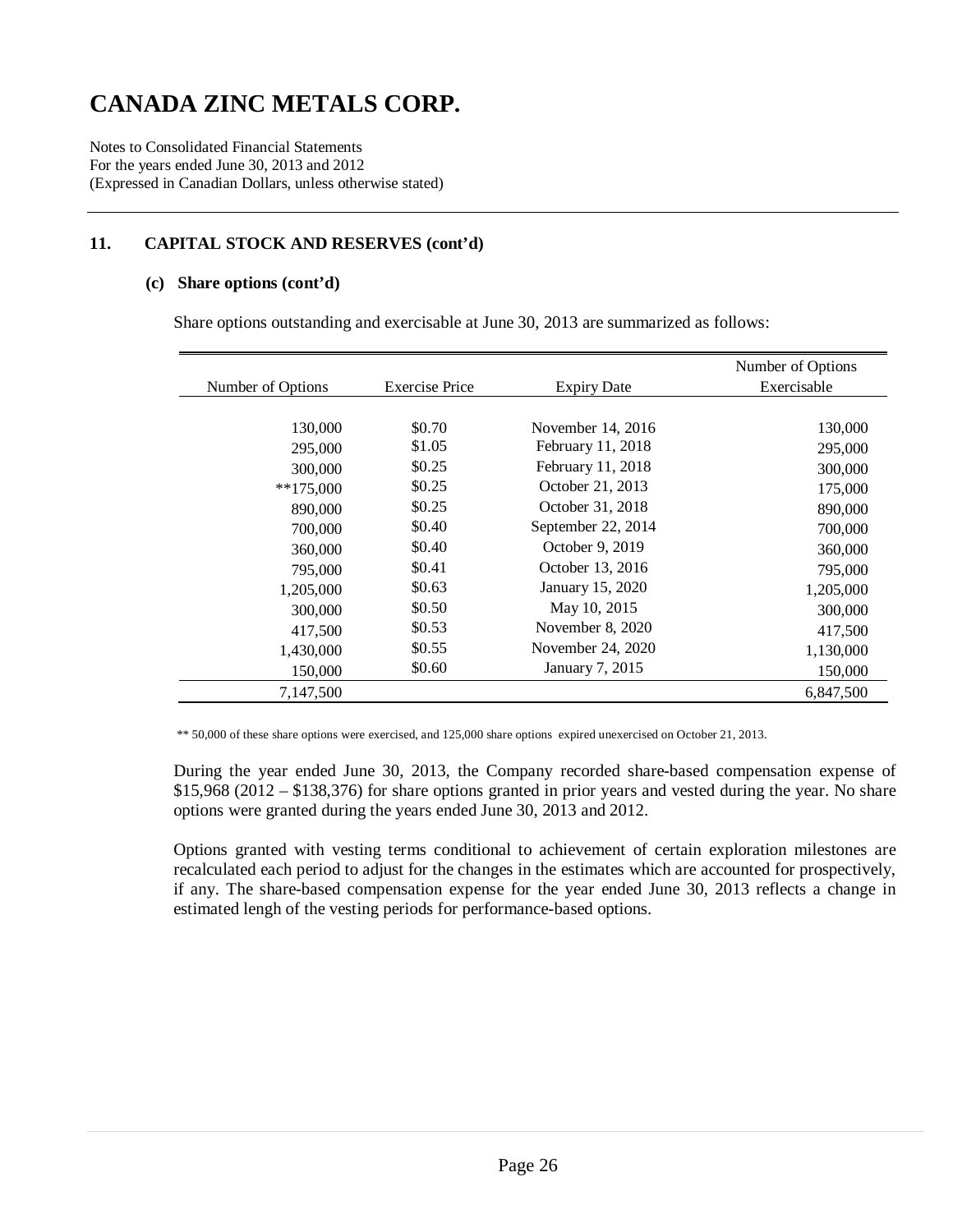# CANADA ZINC METALS CORP.

Notes to Consolidated Financial Statements
For the years ended June 30, 2013 and 2012
(Expressed in Canadian Dollars, unless otherwise stated)

## 11. CAPITAL STOCK AND RESERVES (cont'd)

### (c) Share options (cont'd)

Share options outstanding and exercisable at June 30, 2013 are summarized as follows:

| Number of Options | Exercise Price | Expiry Date | Number of Options Exercisable |
|---|---|---|---|
| 130,000 | $0.70 | November 14, 2016 | 130,000 |
| 295,000 | $1.05 | February 11, 2018 | 295,000 |
| 300,000 | $0.25 | February 11, 2018 | 300,000 |
| **175,000 | $0.25 | October 21, 2013 | 175,000 |
| 890,000 | $0.25 | October 31, 2018 | 890,000 |
| 700,000 | $0.40 | September 22, 2014 | 700,000 |
| 360,000 | $0.40 | October 9, 2019 | 360,000 |
| 795,000 | $0.41 | October 13, 2016 | 795,000 |
| 1,205,000 | $0.63 | January 15, 2020 | 1,205,000 |
| 300,000 | $0.50 | May 10, 2015 | 300,000 |
| 417,500 | $0.53 | November 8, 2020 | 417,500 |
| 1,430,000 | $0.55 | November 24, 2020 | 1,130,000 |
| 150,000 | $0.60 | January 7, 2015 | 150,000 |
| 7,147,500 | | | 6,847,500 |

** 50,000 of these share options were exercised, and 125,000 share options expired unexercised on October 21, 2013.

During the year ended June 30, 2013, the Company recorded share-based compensation expense of $15,968 (2012 – $138,376) for share options granted in prior years and vested during the year. No share options were granted during the years ended June 30, 2013 and 2012.

Options granted with vesting terms conditional to achievement of certain exploration milestones are recalculated each period to adjust for the changes in the estimates which are accounted for prospectively, if any. The share-based compensation expense for the year ended June 30, 2013 reflects a change in estimated lengh of the vesting periods for performance-based options.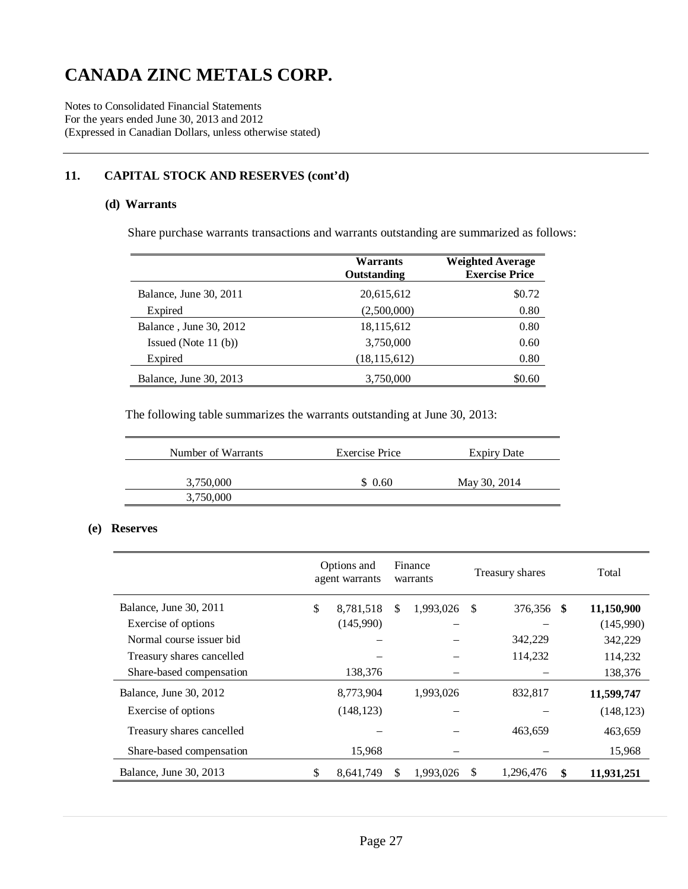# CANADA ZINC METALS CORP.

Notes to Consolidated Financial Statements
For the years ended June 30, 2013 and 2012
(Expressed in Canadian Dollars, unless otherwise stated)

## 11. CAPITAL STOCK AND RESERVES (cont'd)

### (d) Warrants

Share purchase warrants transactions and warrants outstanding are summarized as follows:

| | Warrants Outstanding | Weighted Average Exercise Price |
|---|---|---|
| Balance, June 30, 2011 | 20,615,612 | $0.72 |
| Expired | (2,500,000) | 0.80 |
| Balance , June 30, 2012 | 18,115,612 | 0.80 |
| Issued (Note 11 (b)) | 3,750,000 | 0.60 |
| Expired | (18,115,612) | 0.80 |
| Balance, June 30, 2013 | 3,750,000 | $0.60 |

The following table summarizes the warrants outstanding at June 30, 2013:

| Number of Warrants | Exercise Price | Expiry Date |
|---|---|---|
| 3,750,000 | $ 0.60 | May 30, 2014 |
| 3,750,000 | | |

### (e) Reserves

| | Options and agent warrants | Finance warrants | Treasury shares | Total |
|---|---|---|---|---|
| Balance, June 30, 2011 | $ 8,781,518 | $ 1,993,026 | $ 376,356 | **$ 11,150,900** |
| Exercise of options | (145,990) | – | – | (145,990) |
| Normal course issuer bid | – | – | 342,229 | 342,229 |
| Treasury shares cancelled | – | – | 114,232 | 114,232 |
| Share-based compensation | 138,376 | – | – | 138,376 |
| Balance, June 30, 2012 | 8,773,904 | 1,993,026 | 832,817 | **11,599,747** |
| Exercise of options | (148,123) | – | – | (148,123) |
| Treasury shares cancelled | – | – | 463,659 | 463,659 |
| Share-based compensation | 15,968 | – | – | 15,968 |
| Balance, June 30, 2013 | $ 8,641,749 | $ 1,993,026 | $ 1,296,476 | **$ 11,931,251** |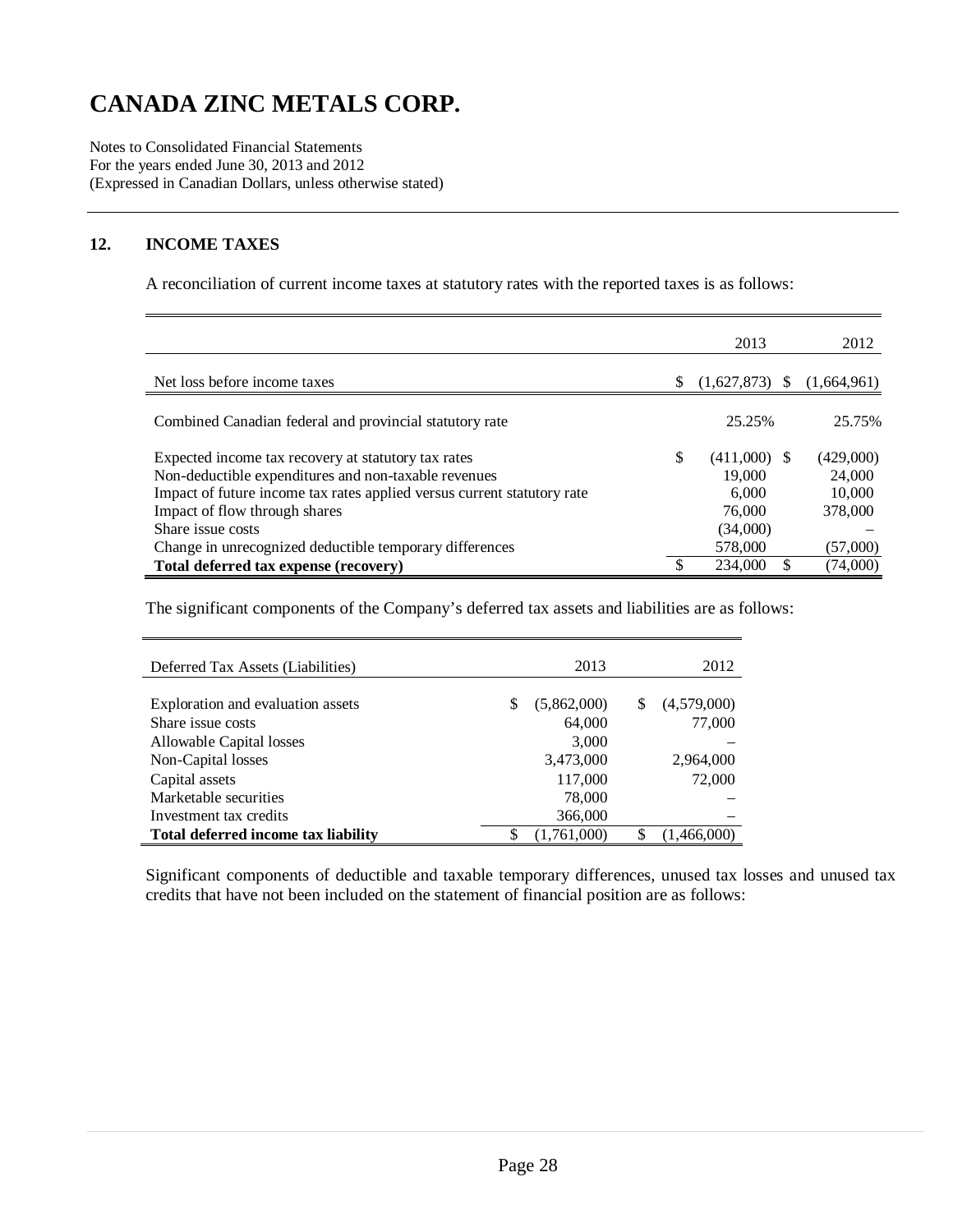# CANADA ZINC METALS CORP.

Notes to Consolidated Financial Statements
For the years ended June 30, 2013 and 2012
(Expressed in Canadian Dollars, unless otherwise stated)

## 12. INCOME TAXES

A reconciliation of current income taxes at statutory rates with the reported taxes is as follows:

| | 2013 | 2012 |
|---|---|---|
| Net loss before income taxes | $ (1,627,873) | $ (1,664,961) |
| Combined Canadian federal and provincial statutory rate | 25.25% | 25.75% |
| Expected income tax recovery at statutory tax rates | $ (411,000) | $ (429,000) |
| Non-deductible expenditures and non-taxable revenues | 19,000 | 24,000 |
| Impact of future income tax rates applied versus current statutory rate | 6,000 | 10,000 |
| Impact of flow through shares | 76,000 | 378,000 |
| Share issue costs | (34,000) | – |
| Change in unrecognized deductible temporary differences | 578,000 | (57,000) |
| **Total deferred tax expense (recovery)** | $ 234,000 | $ (74,000) |

The significant components of the Company's deferred tax assets and liabilities are as follows:

| Deferred Tax Assets (Liabilities) | 2013 | 2012 |
|---|---|---|
| Exploration and evaluation assets | $ (5,862,000) | $ (4,579,000) |
| Share issue costs | 64,000 | 77,000 |
| Allowable Capital losses | 3,000 | – |
| Non-Capital losses | 3,473,000 | 2,964,000 |
| Capital assets | 117,000 | 72,000 |
| Marketable securities | 78,000 | – |
| Investment tax credits | 366,000 | – |
| **Total deferred income tax liability** | $ (1,761,000) | $ (1,466,000) |

Significant components of deductible and taxable temporary differences, unused tax losses and unused tax credits that have not been included on the statement of financial position are as follows: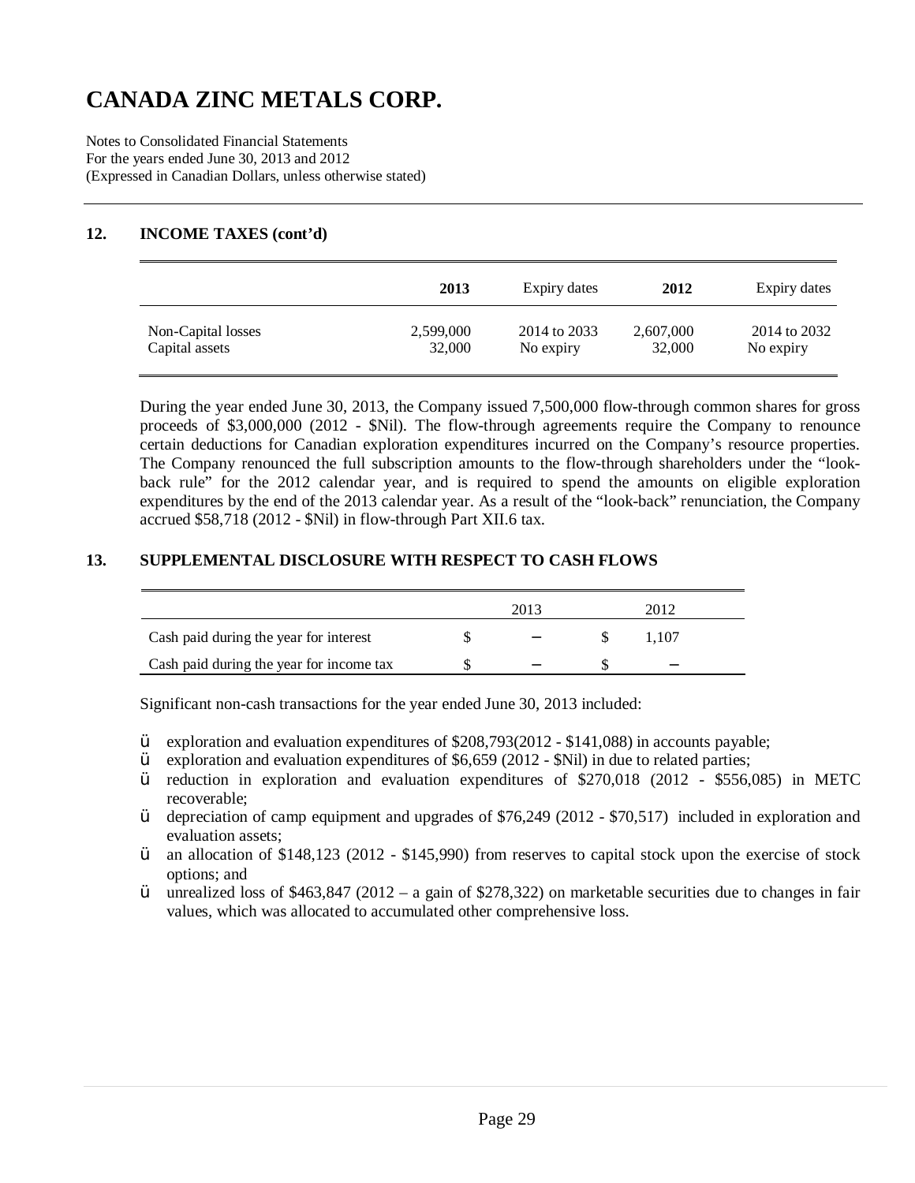# CANADA ZINC METALS CORP.

Notes to Consolidated Financial Statements
For the years ended June 30, 2013 and 2012
(Expressed in Canadian Dollars, unless otherwise stated)

## 12. INCOME TAXES (cont'd)

| | **2013** | Expiry dates | **2012** | Expiry dates |
|---|---|---|---|---|
| Non-Capital losses | 2,599,000 | 2014 to 2033 | 2,607,000 | 2014 to 2032 |
| Capital assets | 32,000 | No expiry | 32,000 | No expiry |

During the year ended June 30, 2013, the Company issued 7,500,000 flow-through common shares for gross proceeds of $3,000,000 (2012 - $Nil). The flow-through agreements require the Company to renounce certain deductions for Canadian exploration expenditures incurred on the Company's resource properties. The Company renounced the full subscription amounts to the flow-through shareholders under the "look-back rule" for the 2012 calendar year, and is required to spend the amounts on eligible exploration expenditures by the end of the 2013 calendar year. As a result of the "look-back" renunciation, the Company accrued $58,718 (2012 - $Nil) in flow-through Part XII.6 tax.

## 13. SUPPLEMENTAL DISCLOSURE WITH RESPECT TO CASH FLOWS

| | 2013 | 2012 |
|---|---|---|
| Cash paid during the year for interest | $ – | $ 1,107 |
| Cash paid during the year for income tax | $ – | $ – |

Significant non-cash transactions for the year ended June 30, 2013 included:

- exploration and evaluation expenditures of $208,793(2012 - $141,088) in accounts payable;
- exploration and evaluation expenditures of $6,659 (2012 - $Nil) in due to related parties;
- reduction in exploration and evaluation expenditures of $270,018 (2012 - $556,085) in METC recoverable;
- depreciation of camp equipment and upgrades of $76,249 (2012 - $70,517) included in exploration and evaluation assets;
- an allocation of $148,123 (2012 - $145,990) from reserves to capital stock upon the exercise of stock options; and
- unrealized loss of $463,847 (2012 – a gain of $278,322) on marketable securities due to changes in fair values, which was allocated to accumulated other comprehensive loss.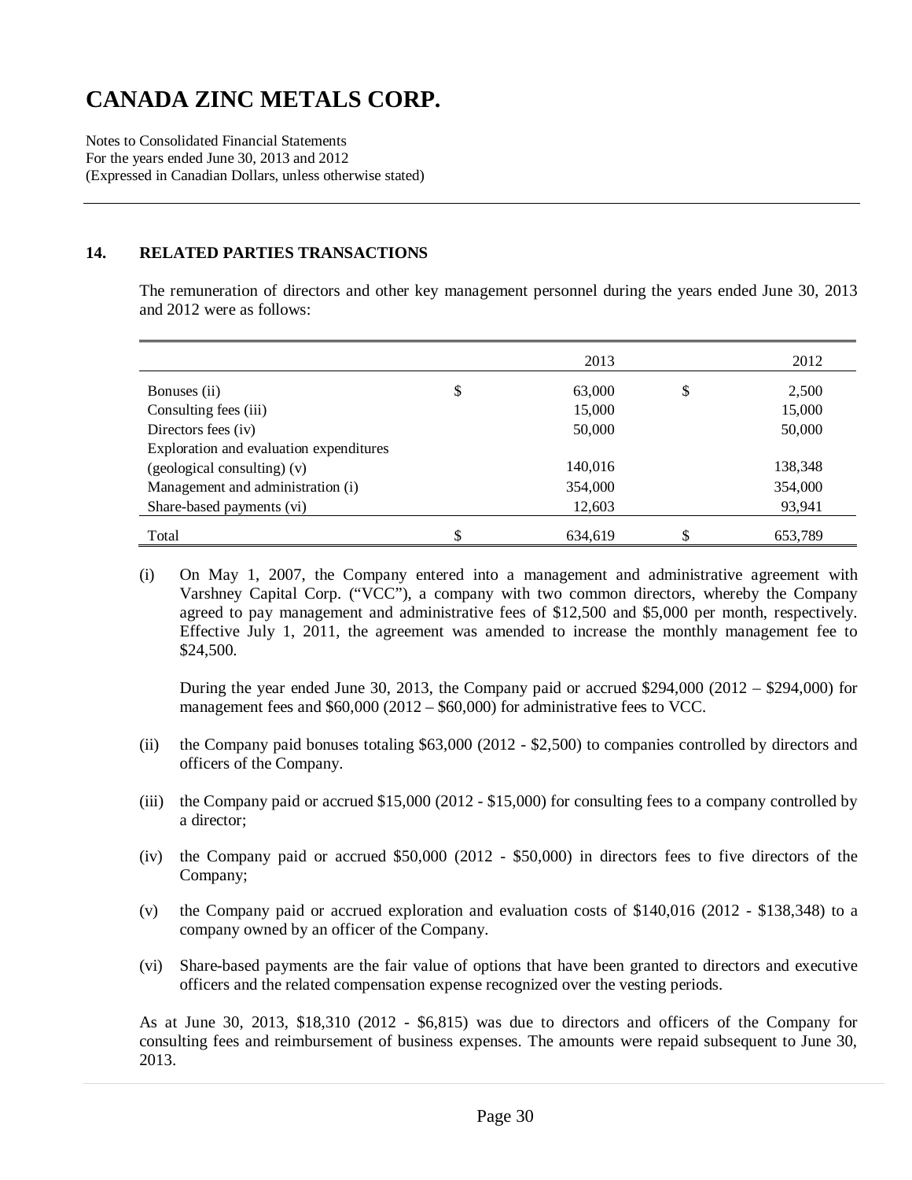# CANADA ZINC METALS CORP.

Notes to Consolidated Financial Statements
For the years ended June 30, 2013 and 2012
(Expressed in Canadian Dollars, unless otherwise stated)

## 14. RELATED PARTIES TRANSACTIONS

The remuneration of directors and other key management personnel during the years ended June 30, 2013 and 2012 were as follows:

| | | 2013 | | 2012 |
|---|---|---|---|---|
| Bonuses (ii) | $ | 63,000 | $ | 2,500 |
| Consulting fees (iii) | | 15,000 | | 15,000 |
| Directors fees (iv) | | 50,000 | | 50,000 |
| Exploration and evaluation expenditures (geological consulting) (v) | | 140,016 | | 138,348 |
| Management and administration (i) | | 354,000 | | 354,000 |
| Share-based payments (vi) | | 12,603 | | 93,941 |
| Total | $ | 634,619 | $ | 653,789 |

(i) On May 1, 2007, the Company entered into a management and administrative agreement with Varshney Capital Corp. ("VCC"), a company with two common directors, whereby the Company agreed to pay management and administrative fees of $12,500 and $5,000 per month, respectively. Effective July 1, 2011, the agreement was amended to increase the monthly management fee to $24,500.

During the year ended June 30, 2013, the Company paid or accrued $294,000 (2012 – $294,000) for management fees and $60,000 (2012 – $60,000) for administrative fees to VCC.

(ii) the Company paid bonuses totaling $63,000 (2012 - $2,500) to companies controlled by directors and officers of the Company.

(iii) the Company paid or accrued $15,000 (2012 - $15,000) for consulting fees to a company controlled by a director;

(iv) the Company paid or accrued $50,000 (2012 - $50,000) in directors fees to five directors of the Company;

(v) the Company paid or accrued exploration and evaluation costs of $140,016 (2012 - $138,348) to a company owned by an officer of the Company.

(vi) Share-based payments are the fair value of options that have been granted to directors and executive officers and the related compensation expense recognized over the vesting periods.

As at June 30, 2013, $18,310 (2012 - $6,815) was due to directors and officers of the Company for consulting fees and reimbursement of business expenses. The amounts were repaid subsequent to June 30, 2013.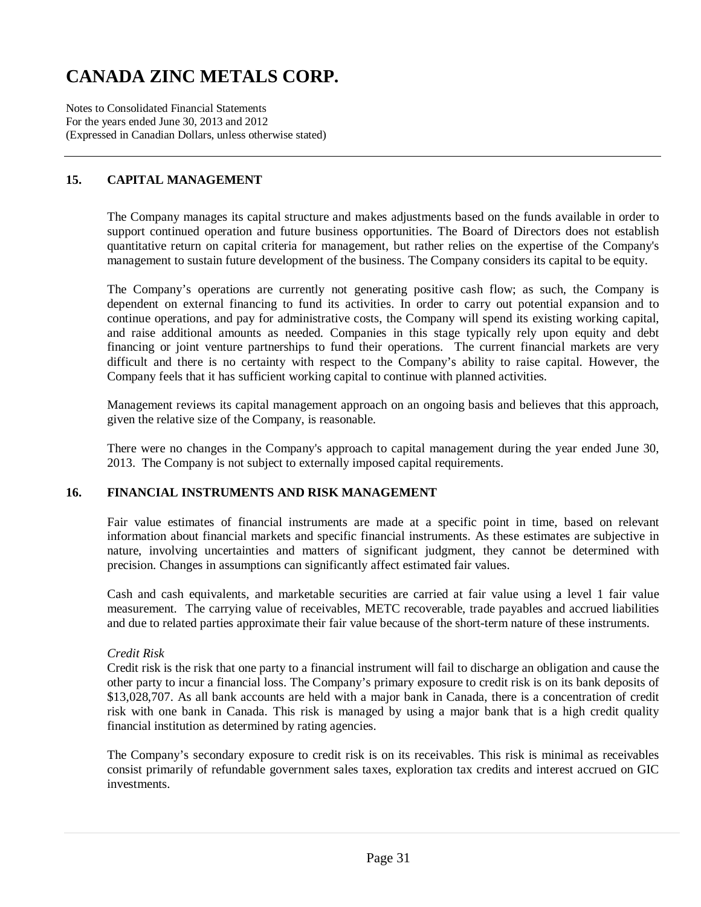# CANADA ZINC METALS CORP.

Notes to Consolidated Financial Statements
For the years ended June 30, 2013 and 2012
(Expressed in Canadian Dollars, unless otherwise stated)

## 15. CAPITAL MANAGEMENT

The Company manages its capital structure and makes adjustments based on the funds available in order to support continued operation and future business opportunities. The Board of Directors does not establish quantitative return on capital criteria for management, but rather relies on the expertise of the Company's management to sustain future development of the business. The Company considers its capital to be equity.

The Company's operations are currently not generating positive cash flow; as such, the Company is dependent on external financing to fund its activities. In order to carry out potential expansion and to continue operations, and pay for administrative costs, the Company will spend its existing working capital, and raise additional amounts as needed. Companies in this stage typically rely upon equity and debt financing or joint venture partnerships to fund their operations. The current financial markets are very difficult and there is no certainty with respect to the Company's ability to raise capital. However, the Company feels that it has sufficient working capital to continue with planned activities.

Management reviews its capital management approach on an ongoing basis and believes that this approach, given the relative size of the Company, is reasonable.

There were no changes in the Company's approach to capital management during the year ended June 30, 2013. The Company is not subject to externally imposed capital requirements.

## 16. FINANCIAL INSTRUMENTS AND RISK MANAGEMENT

Fair value estimates of financial instruments are made at a specific point in time, based on relevant information about financial markets and specific financial instruments. As these estimates are subjective in nature, involving uncertainties and matters of significant judgment, they cannot be determined with precision. Changes in assumptions can significantly affect estimated fair values.

Cash and cash equivalents, and marketable securities are carried at fair value using a level 1 fair value measurement. The carrying value of receivables, METC recoverable, trade payables and accrued liabilities and due to related parties approximate their fair value because of the short-term nature of these instruments.

*Credit Risk*
Credit risk is the risk that one party to a financial instrument will fail to discharge an obligation and cause the other party to incur a financial loss. The Company's primary exposure to credit risk is on its bank deposits of $13,028,707. As all bank accounts are held with a major bank in Canada, there is a concentration of credit risk with one bank in Canada. This risk is managed by using a major bank that is a high credit quality financial institution as determined by rating agencies.

The Company's secondary exposure to credit risk is on its receivables. This risk is minimal as receivables consist primarily of refundable government sales taxes, exploration tax credits and interest accrued on GIC investments.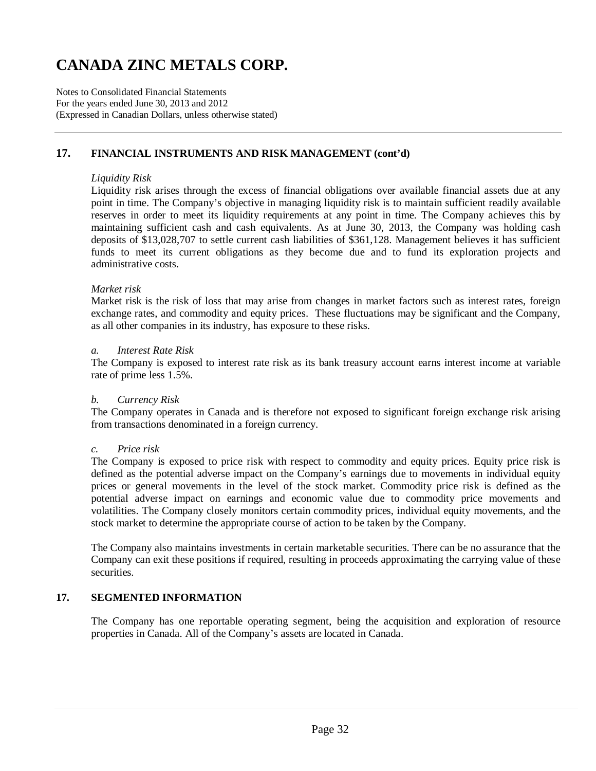## 17. FINANCIAL INSTRUMENTS AND RISK MANAGEMENT (cont'd)

*Liquidity Risk*

Liquidity risk arises through the excess of financial obligations over available financial assets due at any point in time. The Company's objective in managing liquidity risk is to maintain sufficient readily available reserves in order to meet its liquidity requirements at any point in time. The Company achieves this by maintaining sufficient cash and cash equivalents. As at June 30, 2013, the Company was holding cash deposits of $13,028,707 to settle current cash liabilities of $361,128. Management believes it has sufficient funds to meet its current obligations as they become due and to fund its exploration projects and administrative costs.

*Market risk*

Market risk is the risk of loss that may arise from changes in market factors such as interest rates, foreign exchange rates, and commodity and equity prices. These fluctuations may be significant and the Company, as all other companies in its industry, has exposure to these risks.

*a. Interest Rate Risk*

The Company is exposed to interest rate risk as its bank treasury account earns interest income at variable rate of prime less 1.5%.

*b. Currency Risk*

The Company operates in Canada and is therefore not exposed to significant foreign exchange risk arising from transactions denominated in a foreign currency.

*c. Price risk*

The Company is exposed to price risk with respect to commodity and equity prices. Equity price risk is defined as the potential adverse impact on the Company's earnings due to movements in individual equity prices or general movements in the level of the stock market. Commodity price risk is defined as the potential adverse impact on earnings and economic value due to commodity price movements and volatilities. The Company closely monitors certain commodity prices, individual equity movements, and the stock market to determine the appropriate course of action to be taken by the Company.

The Company also maintains investments in certain marketable securities. There can be no assurance that the Company can exit these positions if required, resulting in proceeds approximating the carrying value of these securities.

## 17. SEGMENTED INFORMATION

The Company has one reportable operating segment, being the acquisition and exploration of resource properties in Canada. All of the Company's assets are located in Canada.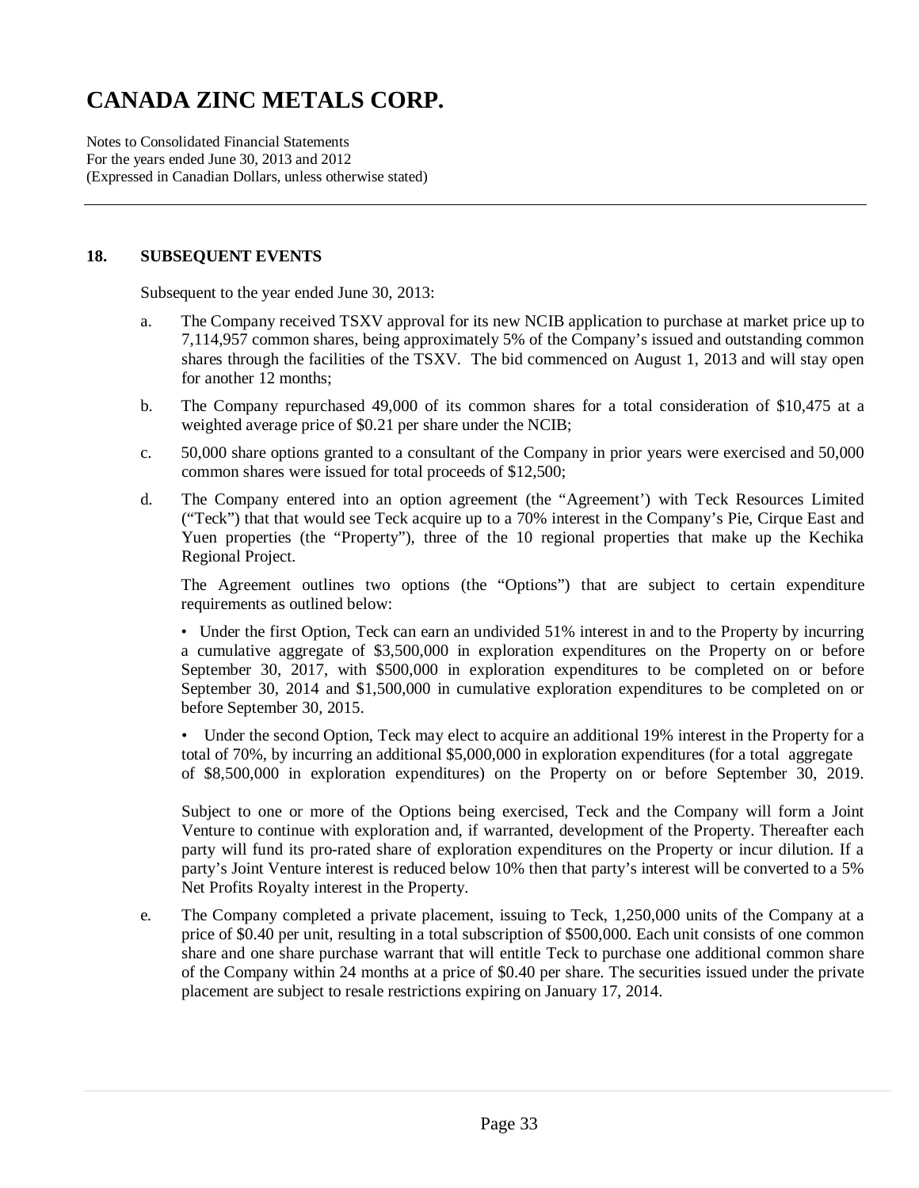# CANADA ZINC METALS CORP.

Notes to Consolidated Financial Statements
For the years ended June 30, 2013 and 2012
(Expressed in Canadian Dollars, unless otherwise stated)

## 18. SUBSEQUENT EVENTS

Subsequent to the year ended June 30, 2013:

a. The Company received TSXV approval for its new NCIB application to purchase at market price up to 7,114,957 common shares, being approximately 5% of the Company's issued and outstanding common shares through the facilities of the TSXV. The bid commenced on August 1, 2013 and will stay open for another 12 months;

b. The Company repurchased 49,000 of its common shares for a total consideration of $10,475 at a weighted average price of $0.21 per share under the NCIB;

c. 50,000 share options granted to a consultant of the Company in prior years were exercised and 50,000 common shares were issued for total proceeds of $12,500;

d. The Company entered into an option agreement (the "Agreement') with Teck Resources Limited ("Teck") that that would see Teck acquire up to a 70% interest in the Company's Pie, Cirque East and Yuen properties (the "Property"), three of the 10 regional properties that make up the Kechika Regional Project.

   The Agreement outlines two options (the "Options") that are subject to certain expenditure requirements as outlined below:

   • Under the first Option, Teck can earn an undivided 51% interest in and to the Property by incurring a cumulative aggregate of $3,500,000 in exploration expenditures on the Property on or before September 30, 2017, with $500,000 in exploration expenditures to be completed on or before September 30, 2014 and $1,500,000 in cumulative exploration expenditures to be completed on or before September 30, 2015.

   • Under the second Option, Teck may elect to acquire an additional 19% interest in the Property for a total of 70%, by incurring an additional $5,000,000 in exploration expenditures (for a total aggregate of $8,500,000 in exploration expenditures) on the Property on or before September 30, 2019.

   Subject to one or more of the Options being exercised, Teck and the Company will form a Joint Venture to continue with exploration and, if warranted, development of the Property. Thereafter each party will fund its pro-rated share of exploration expenditures on the Property or incur dilution. If a party's Joint Venture interest is reduced below 10% then that party's interest will be converted to a 5% Net Profits Royalty interest in the Property.

e. The Company completed a private placement, issuing to Teck, 1,250,000 units of the Company at a price of $0.40 per unit, resulting in a total subscription of $500,000. Each unit consists of one common share and one share purchase warrant that will entitle Teck to purchase one additional common share of the Company within 24 months at a price of $0.40 per share. The securities issued under the private placement are subject to resale restrictions expiring on January 17, 2014.